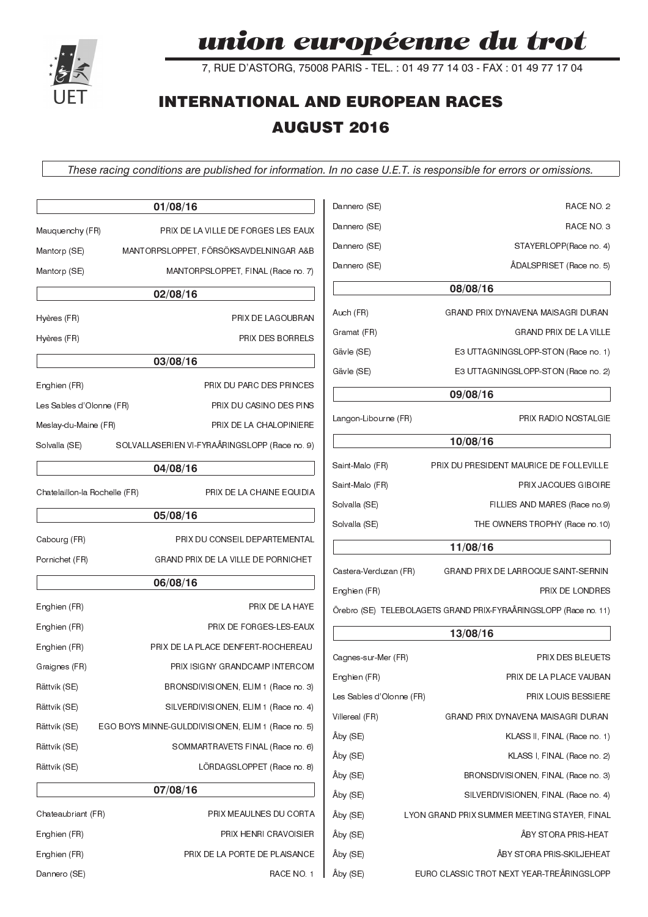# union européenne du trot

7, RUE D'ASTORG, 75008 PARIS - TEL. : 01 49 77 14 03 - FAX : 01 49 77 17 04

## INTERNATIONAL AND EUROPEAN RACES

## AUGUST 2016

*These racing conditions are published for information. In no case U.E.T. is responsible for errors or omissions.*

### 01/08/16

| | |
|---|---|
| Mauquenchy (FR) | PRIX DE LA VILLE DE FORGES LES EAUX |
| Mantorp (SE) | MANTORPSLOPPET, FÖRSÖKSAVDELNINGAR A&B |
| Mantorp (SE) | MANTORPSLOPPET, FINAL (Race no. 7) |

### 02/08/16

| | |
|---|---|
| Hyères (FR) | PRIX DE LAGOUBRAN |
| Hyères (FR) | PRIX DES BORRELS |

### 03/08/16

| | |
|---|---|
| Enghien (FR) | PRIX DU PARC DES PRINCES |
| Les Sables d'Olonne (FR) | PRIX DU CASINO DES PINS |
| Meslay-du-Maine (FR) | PRIX DE LA CHALOPINIERE |
| Solvalla (SE) | SOLVALLASERIEN VI-FYRAÅRINGSLOPP (Race no. 9) |

### 04/08/16

| | |
|---|---|
| Chatelaillon-la Rochelle (FR) | PRIX DE LA CHAINE EQUIDIA |

### 05/08/16

| | |
|---|---|
| Cabourg (FR) | PRIX DU CONSEIL DEPARTEMENTAL |
| Pornichet (FR) | GRAND PRIX DE LA VILLE DE PORNICHET |

### 06/08/16

| | |
|---|---|
| Enghien (FR) | PRIX DE LA HAYE |
| Enghien (FR) | PRIX DE FORGES-LES-EAUX |
| Enghien (FR) | PRIX DE LA PLACE DENFERT-ROCHEREAU |
| Graignes (FR) | PRIX ISIGNY GRANDCAMP INTERCOM |
| Rättvik (SE) | BRONSDIVISIONEN, ELIM 1 (Race no. 3) |
| Rättvik (SE) | SILVERDIVISIONEN, ELIM 1 (Race no. 4) |
| Rättvik (SE) | EGO BOYS MINNE-GULDDIVISIONEN, ELIM 1 (Race no. 5) |
| Rättvik (SE) | SOMMARTRAVETS FINAL (Race no. 6) |
| Rättvik (SE) | LÖRDAGSLOPPET (Race no. 8) |

### 07/08/16

| | |
|---|---|
| Chateaubriant (FR) | PRIX MEAULNES DU CORTA |
| Enghien (FR) | PRIX HENRI CRAVOISIER |
| Enghien (FR) | PRIX DE LA PORTE DE PLAISANCE |
| Dannero (SE) | RACE NO. 1 |
| Dannero (SE) | RACE NO. 2 |
| Dannero (SE) | RACE NO. 3 |
| Dannero (SE) | STAYERLOPP(Race no. 4) |
| Dannero (SE) | ÅDALSPRISET (Race no. 5) |

### 08/08/16

| | |
|---|---|
| Auch (FR) | GRAND PRIX DYNAVENA MAISAGRI DURAN |
| Gramat (FR) | GRAND PRIX DE LA VILLE |
| Gävle (SE) | E3 UTTAGNINGSLOPP-STON (Race no. 1) |
| Gävle (SE) | E3 UTTAGNINGSLOPP-STON (Race no. 2) |

### 09/08/16

| | |
|---|---|
| Langon-Libourne (FR) | PRIX RADIO NOSTALGIE |

### 10/08/16

| | |
|---|---|
| Saint-Malo (FR) | PRIX DU PRESIDENT MAURICE DE FOLLEVILLE |
| Saint-Malo (FR) | PRIX JACQUES GIBOIRE |
| Solvalla (SE) | FILLIES AND MARES (Race no.9) |
| Solvalla (SE) | THE OWNERS TROPHY (Race no.10) |

### 11/08/16

| | |
|---|---|
| Castera-Verduzan (FR) | GRAND PRIX DE LARROQUE SAINT-SERNIN |
| Enghien (FR) | PRIX DE LONDRES |
| Örebro (SE) | TELEBOLAGETS GRAND PRIX-FYRAÅRINGSLOPP (Race no. 11) |

### 13/08/16

| | |
|---|---|
| Cagnes-sur-Mer (FR) | PRIX DES BLEUETS |
| Enghien (FR) | PRIX DE LA PLACE VAUBAN |
| Les Sables d'Olonne (FR) | PRIX LOUIS BESSIERE |
| Villereal (FR) | GRAND PRIX DYNAVENA MAISAGRI DURAN |
| Åby (SE) | KLASS II, FINAL (Race no. 1) |
| Åby (SE) | KLASS I, FINAL (Race no. 2) |
| Åby (SE) | BRONSDIVISIONEN, FINAL (Race no. 3) |
| Åby (SE) | SILVERDIVISIONEN, FINAL (Race no. 4) |
| Åby (SE) | LYON GRAND PRIX SUMMER MEETING STAYER, FINAL |
| Åby (SE) | ÅBY STORA PRIS-HEAT |
| Åby (SE) | ÅBY STORA PRIS-SKILJEHEAT |
| Åby (SE) | EURO CLASSIC TROT NEXT YEAR-TREÅRINGSLOPP |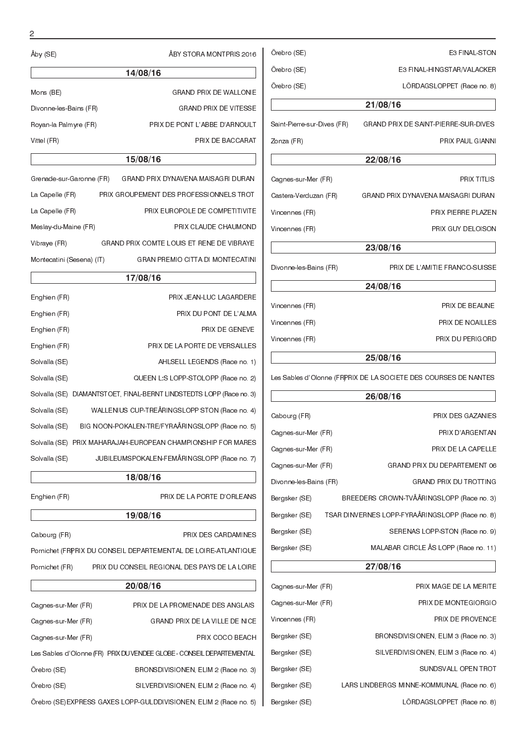Åby (SE) ÅBY STORA MONTPRIS 2016

## 14/08/16

Mons (BE) GRAND PRIX DE WALLONIE

Divonne-les-Bains (FR) GRAND PRIX DE VITESSE

Royan-la Palmyre (FR) PRIX DE PONT L'ABBE D'ARNOULT

Vittel (FR) PRIX DE BACCARAT

## 15/08/16

Grenade-sur-Garonne (FR) GRAND PRIX DYNAVENA MAISAGRI DURAN

La Capelle (FR) PRIX GROUPEMENT DES PROFESSIONNELS TROT

La Capelle (FR) PRIX EUROPOLE DE COMPETITIVITE

Meslay-du-Maine (FR) PRIX CLAUDE CHAUMOND

Vibraye (FR) GRAND PRIX COMTE LOUIS ET RENE DE VIBRAYE

Montecatini (Sesena) (IT) GRAN PREMIO CITTA DI MONTECATINI

## 17/08/16

Enghien (FR) PRIX JEAN-LUC LAGARDERE

Enghien (FR) PRIX DU PONT DE L'ALMA

Enghien (FR) PRIX DE GENEVE

Enghien (FR) PRIX DE LA PORTE DE VERSAILLES

Solvalla (SE) AHLSELL LEGENDS (Race no. 1)

Solvalla (SE) QUEEN L:S LOPP-STOLOPP (Race no. 2)

Solvalla (SE) DIAMANTSTOET, FINAL-BERNT LINDSTEDTS LOPP (Race no. 3)

Solvalla (SE) WALLENIUS CUP-TREÅRINGSLOPP STON (Race no. 4)

Solvalla (SE) BIG NOON-POKALEN-TRE/FYRAÅRINGSLOPP (Race no. 5)

Solvalla (SE) PRIX MAHARAJAH-EUROPEAN CHAMPIONSHIP FOR MARES

Solvalla (SE) JUBILEUMSPOKALEN-FEMÅRINGSLOPP (Race no. 7)

## 18/08/16

Enghien (FR) PRIX DE LA PORTE D'ORLEANS

## 19/08/16

Cabourg (FR) PRIX DES CARDAMINES

Pornichet (FR) PRIX DU CONSEIL DEPARTEMENTAL DE LOIRE-ATLANTIQUE

Pornichet (FR) PRIX DU CONSEIL REGIONAL DES PAYS DE LA LOIRE

## 20/08/16

Cagnes-sur-Mer (FR) PRIX DE LA PROMENADE DES ANGLAIS

Cagnes-sur-Mer (FR) GRAND PRIX DE LA VILLE DE NICE

Cagnes-sur-Mer (FR) PRIX COCO BEACH

Les Sables d'Olonne (FR) PRIX DU VENDEE GLOBE - CONSEIL DEPARTEMENTAL

Örebro (SE) BRONSDIVISIONEN, ELIM 2 (Race no. 3)

Örebro (SE) SILVERDIVISIONEN, ELIM 2 (Race no. 4)

Örebro (SE) EXPRESS GAXES LOPP-GULDDIVISIONEN, ELIM 2 (Race no. 5)

Örebro (SE) E3 FINAL-STON

Örebro (SE) E3 FINAL-HINGSTAR/VALACKER

Örebro (SE) LÖRDAGSLOPPET (Race no. 8)

## 21/08/16

Saint-Pierre-sur-Dives (FR) GRAND PRIX DE SAINT-PIERRE-SUR-DIVES

Zonza (FR) PRIX PAUL GIANNI

## 22/08/16

Cagnes-sur-Mer (FR) PRIX TITLIS

Castera-Verduzan (FR) GRAND PRIX DYNAVENA MAISAGRI DURAN

Vincennes (FR) PRIX PIERRE PLAZEN

Vincennes (FR) PRIX GUY DELOISON

## 23/08/16

Divonne-les-Bains (FR) PRIX DE L'AMITIE FRANCO-SUISSE

## 24/08/16

Vincennes (FR) PRIX DE BEAUNE

Vincennes (FR) PRIX DE NOAILLES

Vincennes (FR) PRIX DU PERIGORD

## 25/08/16

Les Sables d'Olonne (FR) PRIX DE LA SOCIETE DES COURSES DE NANTES

## 26/08/16

Cabourg (FR) PRIX DES GAZANIES

Cagnes-sur-Mer (FR) PRIX D'ARGENTAN

Cagnes-sur-Mer (FR) PRIX DE LA CAPELLE

Cagnes-sur-Mer (FR) GRAND PRIX DU DEPARTEMENT 06

Divonne-les-Bains (FR) GRAND PRIX DU TROTTING

Bergsker (SE) BREEDERS CROWN-TVÅÅRINGSLOPP (Race no. 3)

Bergsker (SE) TSAR DINVERNES LOPP-FYRAÅRINGSLOPP (Race no. 8)

Bergsker (SE) SERENAS LOPP-STON (Race no. 9)

Bergsker (SE) MALABAR CIRCLE ÅS LOPP (Race no. 11)

## 27/08/16

Cagnes-sur-Mer (FR) PRIX MAGE DE LA MERITE

Cagnes-sur-Mer (FR) PRIX DE MONTEGIORGIO

Vincennes (FR) PRIX DE PROVENCE

Bergsker (SE) BRONSDIVISIONEN, ELIM 3 (Race no. 3)

Bergsker (SE) SILVERDIVISIONEN, ELIM 3 (Race no. 4)

Bergsker (SE) SUNDSVALL OPEN TROT

Bergsker (SE) LARS LINDBERGS MINNE-KOMMUNAL (Race no. 6)

Bergsker (SE) LÖRDAGSLOPPET (Race no. 8)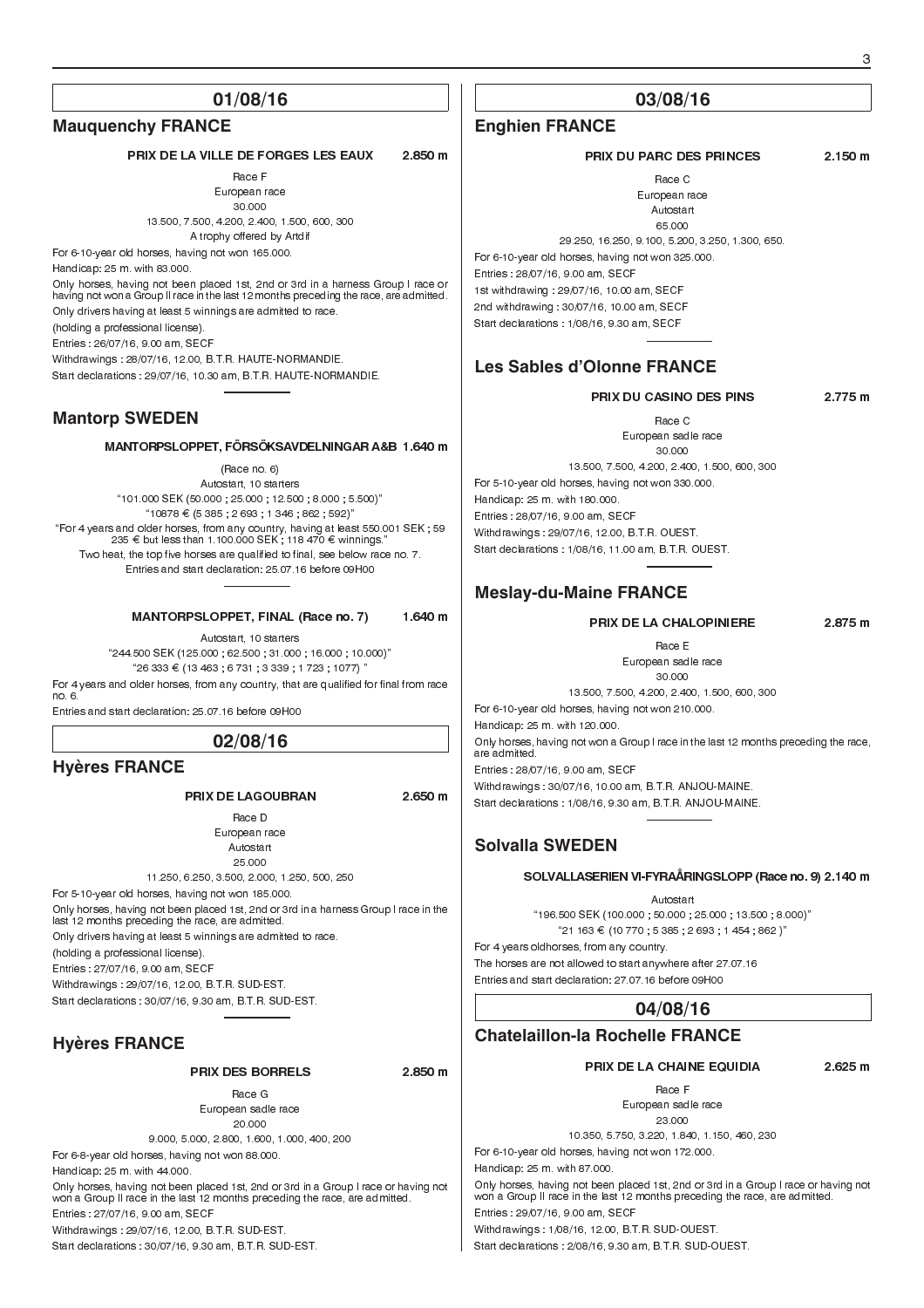## 01/08/16

### Mauquenchy FRANCE

**PRIX DE LA VILLE DE FORGES LES EAUX** **2.850 m**

Race F
European race
30.000
13.500, 7.500, 4.200, 2.400, 1.500, 600, 300
A trophy offered by Artdif

For 6-10-year old horses, having not won 165.000.
Handicap: 25 m. with 83.000.
Only horses, having not been placed 1st, 2nd or 3rd in a harness Group I race or having not won a Group II race in the last 12 months preceding the race, are admitted.
Only drivers having at least 5 winnings are admitted to race.
(holding a professional license).
Entries : 26/07/16, 9.00 am, SECF
Withdrawings : 28/07/16, 12.00, B.T.R. HAUTE-NORMANDIE.
Start declarations : 29/07/16, 10.30 am, B.T.R. HAUTE-NORMANDIE.

### Mantorp SWEDEN

**MANTORPSLOPPET, FÖRSÖKSAVDELNINGAR A&B 1.640 m**

(Race no. 6)
Autostart, 10 starters
"101.000 SEK (50.000 ; 25.000 ; 12.500 ; 8.000 ; 5.500)"
"10878 € (5 385 ; 2 693 ; 1 346 ; 862 ; 592)"
"For 4 years and older horses, from any country, having at least 550.001 SEK ; 59 235 € but less than 1.100.000 SEK ; 118 470 € winnings."
Two heat, the top five horses are qualified to final, see below race no. 7.
Entries and start declaration: 25.07.16 before 09H00

**MANTORPSLOPPET, FINAL (Race no. 7)** **1.640 m**

Autostart, 10 starters
"244.500 SEK (125.000 ; 62.500 ; 31.000 ; 16.000 ; 10.000)"
"26 333 € (13 463 ; 6 731 ; 3 339 ; 1 723 ; 1077) "

For 4 years and older horses, from any country, that are qualified for final from race no. 6.
Entries and start declaration: 25.07.16 before 09H00

## 02/08/16

### Hyères FRANCE

**PRIX DE LAGOUBRAN** **2.650 m**

Race D
European race
Autostart
25.000
11.250, 6.250, 3.500, 2.000, 1.250, 500, 250

For 5-10-year old horses, having not won 185.000.
Only horses, having not been placed 1st, 2nd or 3rd in a harness Group I race in the last 12 months preceding the race, are admitted.
Only drivers having at least 5 winnings are admitted to race.
(holding a professional license).
Entries : 27/07/16, 9.00 am, SECF
Withdrawings : 29/07/16, 12.00, B.T.R. SUD-EST.
Start declarations : 30/07/16, 9.30 am, B.T.R. SUD-EST.

### Hyères FRANCE

**PRIX DES BORRELS** **2.850 m**

Race G
European sadle race
20.000
9.000, 5.000, 2.800, 1.600, 1.000, 400, 200

For 6-8-year old horses, having not won 88.000.
Handicap: 25 m. with 44.000.
Only horses, having not been placed 1st, 2nd or 3rd in a Group I race or having not won a Group II race in the last 12 months preceding the race, are admitted.
Entries : 27/07/16, 9.00 am, SECF
Withdrawings : 29/07/16, 12.00, B.T.R. SUD-EST.
Start declarations : 30/07/16, 9.30 am, B.T.R. SUD-EST.

## 03/08/16

### Enghien FRANCE

**PRIX DU PARC DES PRINCES** **2.150 m**

Race C
European race
Autostart
65.000
29.250, 16.250, 9.100, 5.200, 3.250, 1.300, 650.

For 6-10-year old horses, having not won 325.000.
Entries : 28/07/16, 9.00 am, SECF
1st withdrawing : 29/07/16, 10.00 am, SECF
2nd withdrawing : 30/07/16, 10.00 am, SECF
Start declarations : 1/08/16, 9.30 am, SECF

### Les Sables d'Olonne FRANCE

**PRIX DU CASINO DES PINS** **2.775 m**

Race C
European sadle race
30.000
13.500, 7.500, 4.200, 2.400, 1.500, 600, 300

For 5-10-year old horses, having not won 330.000.
Handicap: 25 m. with 180.000.
Entries : 28/07/16, 9.00 am, SECF
Withdrawings : 29/07/16, 12.00, B.T.R. OUEST.
Start declarations : 1/08/16, 11.00 am, B.T.R. OUEST.

### Meslay-du-Maine FRANCE

**PRIX DE LA CHALOPINIERE** **2.875 m**

Race E
European sadle race
30.000
13.500, 7.500, 4.200, 2.400, 1.500, 600, 300

For 6-10-year old horses, having not won 210.000.
Handicap: 25 m. with 120.000.
Only horses, having not won a Group I race in the last 12 months preceding the race, are admitted.
Entries : 28/07/16, 9.00 am, SECF
Withdrawings : 30/07/16, 10.00 am, B.T.R. ANJOU-MAINE.
Start declarations : 1/08/16, 9.30 am, B.T.R. ANJOU-MAINE.

### Solvalla SWEDEN

**SOLVALLASERIEN VI-FYRAÅRINGSLOPP (Race no. 9) 2.140 m**

Autostart
"196.500 SEK (100.000 ; 50.000 ; 25.000 ; 13.500 ; 8.000)"
"21 163 € (10 770 ; 5 385 ; 2 693 ; 1 454 ; 862 )"

For 4 years oldhorses, from any country.
The horses are not allowed to start anywhere after 27.07.16
Entries and start declaration: 27.07.16 before 09H00

## 04/08/16

### Chatelaillon-la Rochelle FRANCE

**PRIX DE LA CHAINE EQUIDIA** **2.625 m**

Race F
European sadle race
23.000
10.350, 5.750, 3.220, 1.840, 1.150, 460, 230

For 6-10-year old horses, having not won 172.000.
Handicap: 25 m. with 87.000.
Only horses, having not been placed 1st, 2nd or 3rd in a Group I race or having not won a Group II race in the last 12 months preceding the race, are admitted.
Entries : 29/07/16, 9.00 am, SECF
Withdrawings : 1/08/16, 12.00, B.T.R. SUD-OUEST.
Start declarations : 2/08/16, 9.30 am, B.T.R. SUD-OUEST.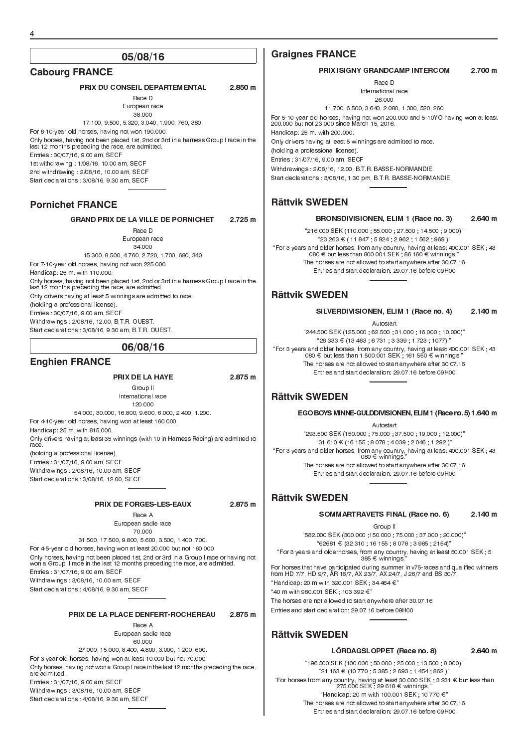## 05/08/16

### Cabourg FRANCE

**PRIX DU CONSEIL DEPARTEMENTAL** **2.850 m**

Race D
European race
38.000
17.100, 9.500, 5.320, 3.040, 1.900, 760, 380.

For 6-10-year old horses, having not won 190.000.
Only horses, having not been placed 1st, 2nd or 3rd in a harness Group I race in the last 12 months preceding the race, are admitted.
Entries : 30/07/16, 9.00 am, SECF
1st withdrawing : 1/08/16, 10.00 am, SECF
2nd withdrawing : 2/08/16, 10.00 am, SECF
Start declarations : 3/08/16, 9.30 am, SECF

---

### Pornichet FRANCE

**GRAND PRIX DE LA VILLE DE PORNICHET** **2.725 m**

Race D
European race
34.000
15.300, 8.500, 4.760, 2.720, 1.700, 680, 340

For 7-10-year old horses, having not won 225.000.
Handicap: 25 m. with 110.000.
Only horses, having not been placed 1st, 2nd or 3rd in a harness Group I race in the last 12 months preceding the race, are admitted.
Only drivers having at least 5 winnings are admitted to race.
(holding a professional license).
Entries : 30/07/16, 9.00 am, SECF
Withdrawings : 2/08/16, 12.00, B.T.R. OUEST.
Start declarations : 3/08/16, 9.30 am, B.T.R. OUEST.

## 06/08/16

### Enghien FRANCE

**PRIX DE LA HAYE** **2.875 m**

Group II
International race
120.000
54.000, 30.000, 16.800, 9.600, 6.000, 2.400, 1.200.

For 4-10-year old horses, having won at least 160.000.
Handicap: 25 m. with 815.000.
Only drivers having at least 35 winnings (with 10 in Harness Racing) are admitted to race.
(holding a professional license).
Entries : 31/07/16, 9.00 am, SECF
Withdrawings : 2/08/16, 10.00 am, SECF
Start declarations : 3/08/16, 12.00, SECF

---

**PRIX DE FORGES-LES-EAUX** **2.875 m**

Race A
European sadle race
70.000
31.500, 17.500, 9.800, 5.600, 3.500, 1.400, 700.

For 4-5-year old horses, having won at least 20.000 but not 160.000.
Only horses, having not been placed 1st, 2nd or 3rd in a Group I race or having not won a Group II race in the last 12 months preceding the race, are admitted.
Entries : 31/07/16, 9.00 am, SECF
Withdrawings : 3/08/16, 10.00 am, SECF
Start declarations : 4/08/16, 9.30 am, SECF

---

**PRIX DE LA PLACE DENFERT-ROCHEREAU** **2.875 m**

Race A
European sadle race
60.000
27.000, 15.000, 8.400, 4.800, 3.000, 1.200, 600.

For 3-year old horses, having won at least 10.000 but not 70.000.
Only horses, having not won a Group I race in the last 12 months preceding the race, are admitted.
Entries : 31/07/16, 9.00 am, SECF
Withdrawings : 3/08/16, 10.00 am, SECF
Start declarations : 4/08/16, 9.30 am, SECF

---

### Graignes FRANCE

**PRIX ISIGNY GRANDCAMP INTERCOM** **2.700 m**

Race D
International race
26.000
11.700, 6.500, 3.640, 2.080, 1.300, 520, 260

For 5-10-year old horses, having not won 200.000 and 5-10YO having won at least 200.000 but not 23.000 since March 15, 2016.
Handicap: 25 m. with 200.000.
Only drivers having at least 5 winnings are admitted to race.
(holding a professional license).
Entries : 31/07/16, 9.00 am, SECF
Withdrawings : 2/08/16, 12.00, B.T.R. BASSE-NORMANDIE.
Start declarations : 3/08/16, 1.30 pm, B.T.R. BASSE-NORMANDIE.

---

### Rättvik SWEDEN

**BRONSDIVISIONEN, ELIM 1 (Race no. 3)** **2.640 m**

"216.000 SEK (110.000 ; 55.000 ; 27.500 ; 14.500 ; 9.000)"
"23 263 € ( 11 847 ; 5 924 ; 2 962 ; 1 562 ; 969 )"
"For 3 years and older horses, from any country, having at least 400.001 SEK ; 43 080 € but less than 800.001 SEK ; 86 160 € winnings."
The horses are not allowed to start anywhere after 30.07.16
Entries and start declaration: 29.07.16 before 09H00

---

### Rättvik SWEDEN

**SILVERDIVISIONEN, ELIM 1 (Race no. 4)** **2.140 m**

Autostart
"244.500 SEK (125.000 ; 62.500 ; 31.000 ; 16.000 ; 10.000)"
"26 333 € (13 463 ; 6 731 ; 3 339 ; 1 723 ; 1077) "
"For 3 years and older horses, from any country, having at least 400.001 SEK ; 43 080 € but less than 1.500.001 SEK ; 161 550 € winnings."
The horses are not allowed to start anywhere after 30.07.16
Entries and start declaration: 29.07.16 before 09H00

---

### Rättvik SWEDEN

**EGO BOYS MINNE-GULDDIVISIONEN, ELIM 1 (Race no. 5)** **1.640 m**

Autostart
"293.500 SEK (150.000 ; 75.000 ; 37.500 ; 19.000 ; 12.000)"
"31 610 € (16 155 ; 8 078 ; 4 039 ; 2 046 ; 1 292 )"
"For 3 years and older horses, from any country, having at least 400.001 SEK ; 43 080 € winnings."
The horses are not allowed to start anywhere after 30.07.16
Entries and start declaration: 29.07.16 before 09H00

---

### Rättvik SWEDEN

**SOMMARTRAVETS FINAL (Race no. 6)** **2.140 m**

Group II
"582.000 SEK (300.000 ;150.000 ; 75.000 ; 37.000 ; 20.000)"
"62681 € (32 310 ; 16 155 ; 8 078 ; 3 985 ; 2154)"
"For 3 years and olderhorses, from any country, having at least 50.001 SEK ; 5 385 € winnings."
For horses that have participated during summer in v75-races and qualified winners from HD 7/7, HD 9/7, ÅR 16/7, AX 23/7, AX 24/7, J 26/7 and BS 30/7.
"Handicap: 20 m with 320.001 SEK ; 34 464 €"
"40 m with 960.001 SEK ; 103 392 €"
The horses are not allowed to start anywhere after 30.07.16
Entries and start declaration: 29.07.16 before 09H00

---

### Rättvik SWEDEN

**LÖRDAGSLOPPET (Race no. 8)** **2.640 m**

"196.500 SEK (100.000 ; 50.000 ; 25.000 ; 13.500 ; 8.000)"
"21 163 € (10 770 ; 5 385 ; 2 693 ; 1 454 ; 862 )"
"For horses from any country, having at least 30.000 SEK ; 3 231 € but less than 275.000 SEK ; 29 618 € winnings."
"Handicap: 20 m with 100.001 SEK ; 10 770 €"
The horses are not allowed to start anywhere after 30.07.16
Entries and start declaration: 29.07.16 before 09H00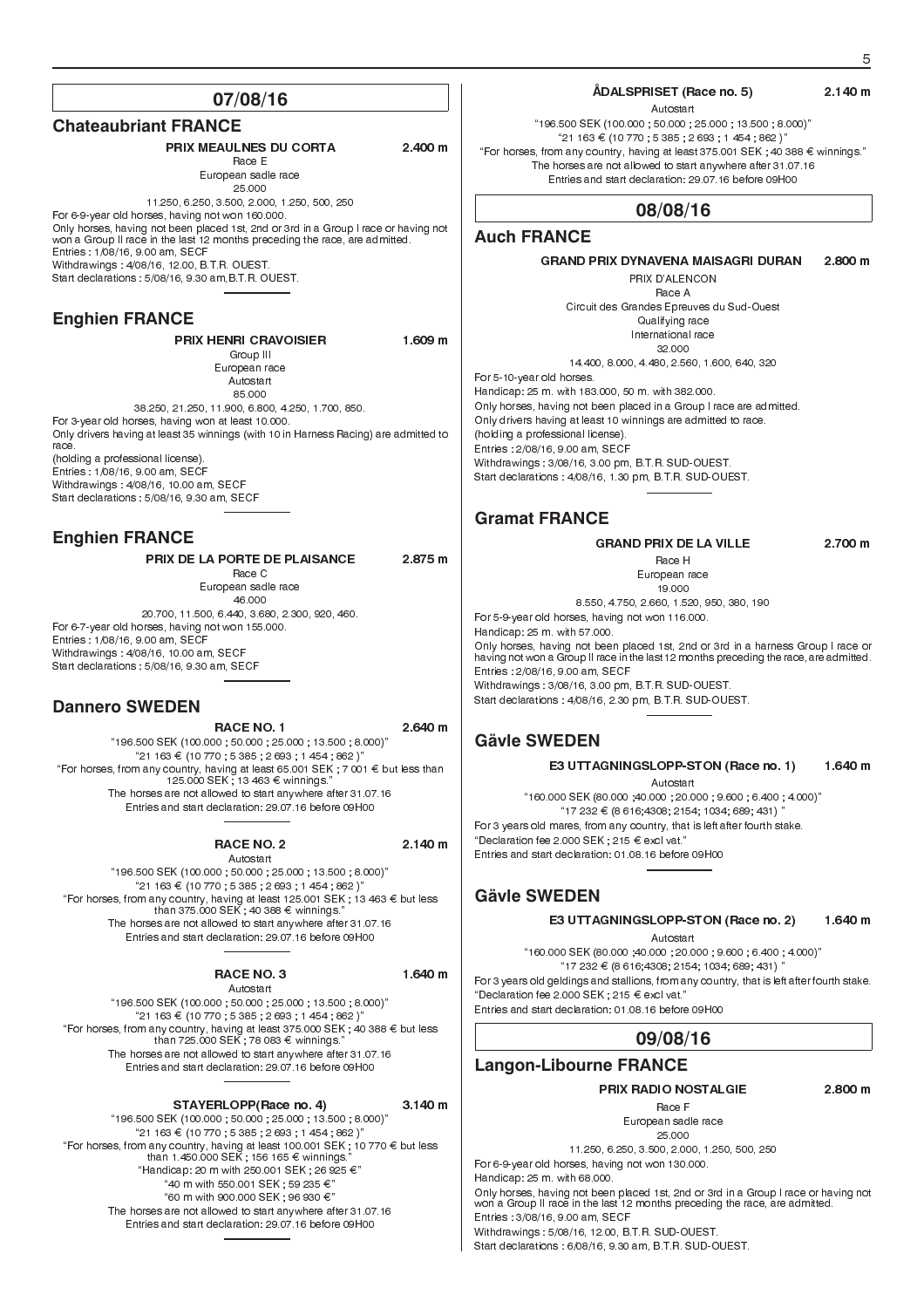## 07/08/16

### Chateaubriant FRANCE

**PRIX MEAULNES DU CORTA** **2.400 m**

Race E
European sadle race
25.000
11.250, 6.250, 3.500, 2.000, 1.250, 500, 250

For 6-9-year old horses, having not won 160.000.
Only horses, having not been placed 1st, 2nd or 3rd in a Group I race or having not won a Group II race in the last 12 months preceding the race, are admitted.
Entries : 1/08/16, 9.00 am, SECF
Withdrawings : 4/08/16, 12.00, B.T.R. OUEST.
Start declarations : 5/08/16, 9.30 am,B.T.R. OUEST.

### Enghien FRANCE

**PRIX HENRI CRAVOISIER** **1.609 m**

Group III
European race
Autostart
85.000
38.250, 21.250, 11.900, 6.800, 4.250, 1.700, 850.

For 3-year old horses, having won at least 10.000.
Only drivers having at least 35 winnings (with 10 in Harness Racing) are admitted to race.
(holding a professional license).
Entries : 1/08/16, 9.00 am, SECF
Withdrawings : 4/08/16, 10.00 am, SECF
Start declarations : 5/08/16, 9.30 am, SECF

### Enghien FRANCE

**PRIX DE LA PORTE DE PLAISANCE** **2.875 m**

Race C
European sadle race
46.000
20.700, 11.500, 6.440, 3.680, 2.300, 920, 460.

For 6-7-year old horses, having not won 155.000.
Entries : 1/08/16, 9.00 am, SECF
Withdrawings : 4/08/16, 10.00 am, SECF
Start declarations : 5/08/16, 9.30 am, SECF

### Dannero SWEDEN

**RACE NO. 1** **2.640 m**

"196.500 SEK (100.000 ; 50.000 ; 25.000 ; 13.500 ; 8.000)"
"21 163 € (10 770 ; 5 385 ; 2 693 ; 1 454 ; 862 )"
"For horses, from any country, having at least 65.001 SEK ; 7 001 € but less than 125.000 SEK ; 13 463 € winnings."
The horses are not allowed to start anywhere after 31.07.16
Entries and start declaration: 29.07.16 before 09H00

**RACE NO. 2** **2.140 m**

Autostart
"196.500 SEK (100.000 ; 50.000 ; 25.000 ; 13.500 ; 8.000)"
"21 163 € (10 770 ; 5 385 ; 2 693 ; 1 454 ; 862 )"
"For horses, from any country, having at least 125.001 SEK ; 13 463 € but less than 375.000 SEK ; 40 388 € winnings."
The horses are not allowed to start anywhere after 31.07.16
Entries and start declaration: 29.07.16 before 09H00

**RACE NO. 3** **1.640 m**

Autostart
"196.500 SEK (100.000 ; 50.000 ; 25.000 ; 13.500 ; 8.000)"
"21 163 € (10 770 ; 5 385 ; 2 693 ; 1 454 ; 862 )"
"For horses, from any country, having at least 375.000 SEK ; 40 388 € but less than 725.000 SEK ; 78 083 € winnings."
The horses are not allowed to start anywhere after 31.07.16
Entries and start declaration: 29.07.16 before 09H00

**STAYERLOPP(Race no. 4)** **3.140 m**

"196.500 SEK (100.000 ; 50.000 ; 25.000 ; 13.500 ; 8.000)"
"21 163 € (10 770 ; 5 385 ; 2 693 ; 1 454 ; 862 )"
"For horses, from any country, having at least 100.001 SEK ; 10 770 € but less than 1.450.000 SEK ; 156 165 € winnings."
"Handicap: 20 m with 250.001 SEK ; 26 925 €"
"40 m with 550.001 SEK ; 59 235 €"
"60 m with 900.000 SEK ; 96 930 €"
The horses are not allowed to start anywhere after 31.07.16
Entries and start declaration: 29.07.16 before 09H00

**ÅDALSPRISET (Race no. 5)** **2.140 m**

Autostart
"196.500 SEK (100.000 ; 50.000 ; 25.000 ; 13.500 ; 8.000)"
"21 163 € (10 770 ; 5 385 ; 2 693 ; 1 454 ; 862 )"
"For horses, from any country, having at least 375.001 SEK ; 40 388 € winnings."
The horses are not allowed to start anywhere after 31.07.16
Entries and start declaration: 29.07.16 before 09H00

## 08/08/16

### Auch FRANCE

**GRAND PRIX DYNAVENA MAISAGRI DURAN** **2.800 m**

PRIX D'ALENCON
Race A
Circuit des Grandes Epreuves du Sud-Ouest
Qualifying race
International race
32.000
14.400, 8.000, 4.480, 2.560, 1.600, 640, 320

For 5-10-year old horses.
Handicap: 25 m. with 183.000, 50 m. with 382.000.
Only horses, having not been placed in a Group I race are admitted.
Only drivers having at least 10 winnings are admitted to race.
(holding a professional license).
Entries : 2/08/16, 9.00 am, SECF
Withdrawings : 3/08/16, 3.00 pm, B.T.R. SUD-OUEST.
Start declarations : 4/08/16, 1.30 pm, B.T.R. SUD-OUEST.

### Gramat FRANCE

**GRAND PRIX DE LA VILLE** **2.700 m**

Race H
European race
19.000
8.550, 4.750, 2.660, 1.520, 950, 380, 190

For 5-9-year old horses, having not won 116.000.
Handicap: 25 m. with 57.000.
Only horses, having not been placed 1st, 2nd or 3rd in a harness Group I race or having not won a Group II race in the last 12 months preceding the race, are admitted.
Entries : 2/08/16, 9.00 am, SECF
Withdrawings : 3/08/16, 3.00 pm, B.T.R. SUD-OUEST.
Start declarations : 4/08/16, 2.30 pm, B.T.R. SUD-OUEST.

### Gävle SWEDEN

**E3 UTTAGNINGSLOPP-STON (Race no. 1)** **1.640 m**

Autostart
"160.000 SEK (80.000 ;40.000 ; 20.000 ; 9.600 ; 6.400 ; 4.000)"
"17 232 € (8 616;4308; 2154; 1034; 689; 431) "

For 3 years old mares, from any country, that is left after fourth stake.
"Declaration fee 2.000 SEK ; 215 € excl vat."
Entries and start declaration: 01.08.16 before 09H00

### Gävle SWEDEN

**E3 UTTAGNINGSLOPP-STON (Race no. 2)** **1.640 m**

Autostart
"160.000 SEK (80.000 ;40.000 ; 20.000 ; 9.600 ; 6.400 ; 4.000)"
"17 232 € (8 616;4308; 2154; 1034; 689; 431) "

For 3 years old geldings and stallions, from any country, that is left after fourth stake.
"Declaration fee 2.000 SEK ; 215 € excl vat."
Entries and start declaration: 01.08.16 before 09H00

## 09/08/16

### Langon-Libourne FRANCE

**PRIX RADIO NOSTALGIE** **2.800 m**

Race F
European sadle race
25.000
11.250, 6.250, 3.500, 2.000, 1.250, 500, 250

For 6-9-year old horses, having not won 130.000.
Handicap: 25 m. with 68.000.
Only horses, having not been placed 1st, 2nd or 3rd in a Group I race or having not won a Group II race in the last 12 months preceding the race, are admitted.
Entries : 3/08/16, 9.00 am, SECF
Withdrawings : 5/08/16, 12.00, B.T.R. SUD-OUEST.
Start declarations : 6/08/16, 9.30 am, B.T.R. SUD-OUEST.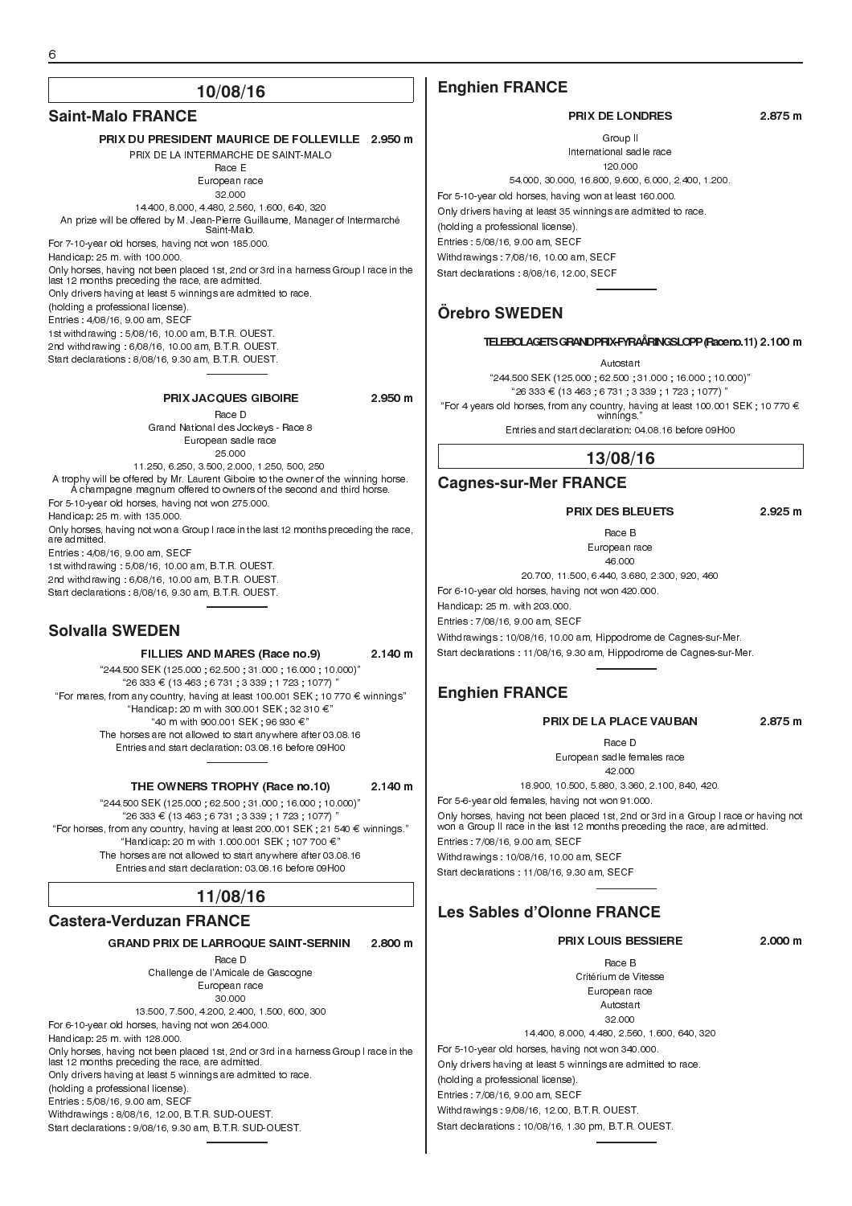## 10/08/16

### Saint-Malo FRANCE

**PRIX DU PRESIDENT MAURICE DE FOLLEVILLE 2.950 m**

PRIX DE LA INTERMARCHE DE SAINT-MALO

Race E

European race

32.000

14.400, 8.000, 4.480, 2.560, 1.600, 640, 320

An prize will be offered by M. Jean-Pierre Guillaume, Manager of Intermarché Saint-Malo.

For 7-10-year old horses, having not won 185.000.

Handicap: 25 m. with 100.000.

Only horses, having not been placed 1st, 2nd or 3rd in a harness Group I race in the last 12 months preceding the race, are admitted.

Only drivers having at least 5 winnings are admitted to race.

(holding a professional license).

Entries : 4/08/16, 9.00 am, SECF

1st withdrawing : 5/08/16, 10.00 am, B.T.R. OUEST.

2nd withdrawing : 6/08/16, 10.00 am, B.T.R. OUEST.

Start declarations : 8/08/16, 9.30 am, B.T.R. OUEST.

---

**PRIX JACQUES GIBOIRE 2.950 m**

Race D

Grand National des Jockeys - Race 8

European sadle race

25.000

11.250, 6.250, 3.500, 2.000, 1.250, 500, 250

A trophy will be offered by Mr. Laurent Giboire to the owner of the winning horse. A champagne magnum offered to owners of the second and third horse.

For 5-10-year old horses, having not won 275.000.

Handicap: 25 m. with 135.000.

Only horses, having not won a Group I race in the last 12 months preceding the race, are admitted.

Entries : 4/08/16, 9.00 am, SECF

1st withdrawing : 5/08/16, 10.00 am, B.T.R. OUEST.

2nd withdrawing : 6/08/16, 10.00 am, B.T.R. OUEST.

Start declarations : 8/08/16, 9.30 am, B.T.R. OUEST.

---

### Solvalla SWEDEN

**FILLIES AND MARES (Race no.9) 2.140 m**

"244.500 SEK (125.000 ; 62.500 ; 31.000 ; 16.000 ; 10.000)"

"26 333 € (13 463 ; 6 731 ; 3 339 ; 1 723 ; 1077) "

"For mares, from any country, having at least 100.001 SEK ; 10 770 € winnings"

"Handicap: 20 m with 300.001 SEK ; 32 310 €"

"40 m with 900.001 SEK ; 96 930 €"

The horses are not allowed to start anywhere after 03.08.16

Entries and start declaration: 03.08.16 before 09H00

---

**THE OWNERS TROPHY (Race no.10) 2.140 m**

"244.500 SEK (125.000 ; 62.500 ; 31.000 ; 16.000 ; 10.000)"

"26 333 € (13 463 ; 6 731 ; 3 339 ; 1 723 ; 1077) "

"For horses, from any country, having at least 200.001 SEK ; 21 540 € winnings."

"Handicap: 20 m with 1.000.001 SEK ; 107 700 €"

The horses are not allowed to start anywhere after 03.08.16

Entries and start declaration: 03.08.16 before 09H00

## 11/08/16

### Castera-Verduzan FRANCE

**GRAND PRIX DE LARROQUE SAINT-SERNIN 2.800 m**

Race D

Challenge de l'Amicale de Gascogne

European race

30.000

13.500, 7.500, 4.200, 2.400, 1.500, 600, 300

For 6-10-year old horses, having not won 264.000.

Handicap: 25 m. with 128.000.

Only horses, having not been placed 1st, 2nd or 3rd in a harness Group I race in the last 12 months preceding the race, are admitted.

Only drivers having at least 5 winnings are admitted to race.

(holding a professional license).

Entries : 5/08/16, 9.00 am, SECF

Withdrawings : 8/08/16, 12.00, B.T.R. SUD-OUEST.

Start declarations : 9/08/16, 9.30 am, B.T.R. SUD-OUEST.

---

### Enghien FRANCE

**PRIX DE LONDRES 2.875 m**

Group II

International sadle race

120.000

54.000, 30.000, 16.800, 9.600, 6.000, 2.400, 1.200.

For 5-10-year old horses, having won at least 160.000.

Only drivers having at least 35 winnings are admitted to race.

(holding a professional license).

Entries : 5/08/16, 9.00 am, SECF

Withdrawings : 7/08/16, 10.00 am, SECF

Start declarations : 8/08/16, 12.00, SECF

---

### Örebro SWEDEN

**TELEBOLAGETS GRAND PRIX-FYRAÅRINGSLOPP (Race no.11) 2.100 m**

Autostart

"244.500 SEK (125.000 ; 62.500 ; 31.000 ; 16.000 ; 10.000)"

"26 333 € (13 463 ; 6 731 ; 3 339 ; 1 723 ; 1077) "

"For 4 years old horses, from any country, having at least 100.001 SEK ; 10 770 € winnings."

Entries and start declaration: 04.08.16 before 09H00

## 13/08/16

### Cagnes-sur-Mer FRANCE

**PRIX DES BLEUETS 2.925 m**

Race B

European race

46.000

20.700, 11.500, 6.440, 3.680, 2.300, 920, 460

For 6-10-year old horses, having not won 420.000.

Handicap: 25 m. with 203.000.

Entries : 7/08/16, 9.00 am, SECF

Withdrawings : 10/08/16, 10.00 am, Hippodrome de Cagnes-sur-Mer.

Start declarations : 11/08/16, 9.30 am, Hippodrome de Cagnes-sur-Mer.

---

### Enghien FRANCE

**PRIX DE LA PLACE VAUBAN 2.875 m**

Race D

European sadle females race

42.000

18.900, 10.500, 5.880, 3.360, 2.100, 840, 420.

For 5-6-year old females, having not won 91.000.

Only horses, having not been placed 1st, 2nd or 3rd in a Group I race or having not won a Group II race in the last 12 months preceding the race, are admitted.

Entries : 7/08/16, 9.00 am, SECF

Withdrawings : 10/08/16, 10.00 am, SECF

Start declarations : 11/08/16, 9.30 am, SECF

---

### Les Sables d'Olonne FRANCE

**PRIX LOUIS BESSIERE 2.000 m**

Race B

Critérium de Vitesse

European race

Autostart

32.000

14.400, 8.000, 4.480, 2.560, 1.600, 640, 320

For 5-10-year old horses, having not won 340.000.

Only drivers having at least 5 winnings are admitted to race.

(holding a professional license).

Entries : 7/08/16, 9.00 am, SECF

Withdrawings : 9/08/16, 12.00, B.T.R. OUEST.

Start declarations : 10/08/16, 1.30 pm, B.T.R. OUEST.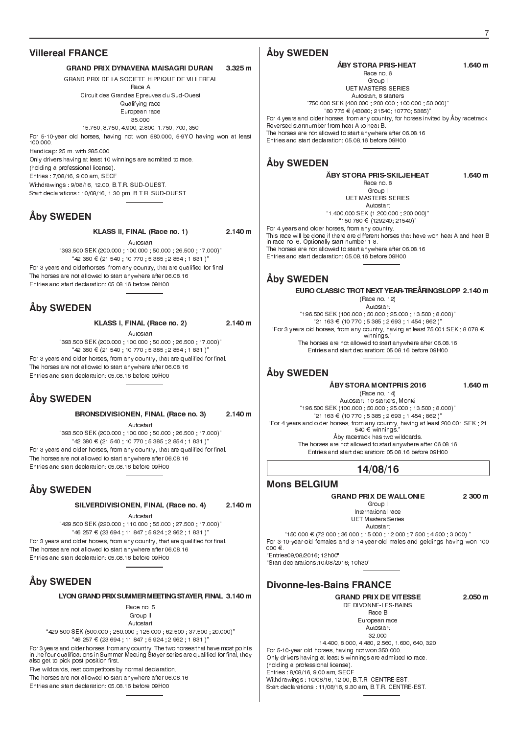## Villereal FRANCE

**GRAND PRIX DYNAVENA MAISAGRI DURAN 3.325 m**

GRAND PRIX DE LA SOCIETE HIPPIQUE DE VILLEREAL
Race A
Circuit des Grandes Epreuves du Sud-Ouest
Qualifying race
European race
35.000
15.750, 8.750, 4.900, 2.800, 1.750, 700, 350

For 5-10-year old horses, having not won 580.000, 5-9YO having won at least 100.000.
Handicap: 25 m. with 285.000.
Only drivers having at least 10 winnings are admitted to race.
(holding a professional license).
Entries : 7/08/16, 9.00 am, SECF
Withdrawings : 9/08/16, 12.00, B.T.R. SUD-OUEST.
Start declarations : 10/08/16, 1.30 pm, B.T.R. SUD-OUEST.

## Åby SWEDEN

**KLASS II, FINAL (Race no. 1) 2.140 m**

Autostart
"393.500 SEK (200.000 ; 100.000 ; 50.000 ; 26.500 ; 17.000)"
"42 380 € (21 540 ; 10 770 ; 5 385 ; 2 854 ; 1 831 )"

For 3 years and olderhorses, from any country, that are qualified for final.
The horses are not allowed to start anywhere after 06.08.16
Entries and start declaration: 05.08.16 before 09H00

## Åby SWEDEN

**KLASS I, FINAL (Race no. 2) 2.140 m**

Autostart
"393.500 SEK (200.000 ; 100.000 ; 50.000 ; 26.500 ; 17.000)"
"42 380 € (21 540 ; 10 770 ; 5 385 ; 2 854 ; 1 831 )"

For 3 years and older horses, from any country, that are qualified for final.
The horses are not allowed to start anywhere after 06.08.16
Entries and start declaration: 05.08.16 before 09H00

## Åby SWEDEN

**BRONSDIVISIONEN, FINAL (Race no. 3) 2.140 m**

Autostart
"393.500 SEK (200.000 ; 100.000 ; 50.000 ; 26.500 ; 17.000)"
"42 380 € (21 540 ; 10 770 ; 5 385 ; 2 854 ; 1 831 )"

For 3 years and older horses, from any country, that are qualified for final.
The horses are not allowed to start anywhere after 06.08.16
Entries and start declaration: 05.08.16 before 09H00

## Åby SWEDEN

**SILVERDIVISIONEN, FINAL (Race no. 4) 2.140 m**

Autostart
"429.500 SEK (220.000 ; 110.000 ; 55.000 ; 27.500 ; 17.000)"
"46 257 € (23 694 ; 11 847 ; 5 924 ; 2 962 ; 1 831 )"

For 3 years and older horses, from any country, that are qualified for final.
The horses are not allowed to start anywhere after 06.08.16
Entries and start declaration: 05.08.16 before 09H00

## Åby SWEDEN

**LYON GRAND PRIX SUMMER MEETING STAYER, FINAL 3.140 m**

Race no. 5
Group II
Autostart
"429.500 SEK (500.000 ; 250.000 ; 125.000 ; 62.500 ; 37.500 ; 20.000)"
"46 257 € (23 694 ; 11 847 ; 5 924 ; 2 962 ; 1 831 )"

For 3 years and older horses, from any country. The two horses that have most points in the four qualifications in Summer Meeting Stayer series are qualified for final, they also get to pick post position first.
Five wildcards, rest competitors by normal declaration.
The horses are not allowed to start anywhere after 06.08.16
Entries and start declaration: 05.08.16 before 09H00

## Åby SWEDEN

**ÅBY STORA PRIS-HEAT 1.640 m**

Race no. 6
Group I
UET MASTERS SERIES
Autostart, 8 starters
"750.000 SEK (400.000 ; 200.000 ; 100.000 ; 50.000)"
"80 775 € (43080; 21540; 10770; 5385)"

For 4 years and older horses, from any country, for horses invited by Åby racetrack.
Reversed startnumber from heat A to heat B.
The horses are not allowed to start anywhere after 06.08.16
Entries and start declaration: 05.08.16 before 09H00

## Åby SWEDEN

**ÅBY STORA PRIS-SKILJEHEAT 1.640 m**

Race no. 8
Group I
UET MASTERS SERIES
Autostart
"1.400.000 SEK (1.200.000 ; 200.000)"
"150 780 € (129240; 21540)"

For 4 years and older horses, from any country.
This race will be done if there are different horses that have won heat A and heat B in race no. 6. Optionally start number 1-8.
The horses are not allowed to start anywhere after 06.08.16
Entries and start declaration: 05.08.16 before 09H00

## Åby SWEDEN

**EURO CLASSIC TROT NEXT YEAR-TREÅRINGSLOPP 2.140 m**

(Race no. 12)
Autostart
"196.500 SEK (100.000 ; 50.000 ; 25.000 ; 13.500 ; 8.000)"
"21 163 € (10 770 ; 5 385 ; 2 693 ; 1 454 ; 862 )"
"For 3 years old horses, from any country, having at least 75.001 SEK ; 8 078 € winnings."
The horses are not allowed to start anywhere after 06.08.16
Entries and start declaration: 05.08.16 before 09H00

## Åby SWEDEN

**ÅBY STORA MONTPRIS 2016 1.640 m**

(Race no. 14)
Autostart, 10 starters, Monté
"196.500 SEK (100.000 ; 50.000 ; 25.000 ; 13.500 ; 8.000)"
"21 163 € (10 770 ; 5 385 ; 2 693 ; 1 454 ; 862 )"
"For 4 years and older horses, from any country, having at least 200.001 SEK ; 21 540 € winnings."
Åby racetrack has two wildcards.
The horses are not allowed to start anywhere after 06.08.16
Entries and start declaration: 05.08.16 before 09H00

# 14/08/16

## Mons BELGIUM

**GRAND PRIX DE WALLONIE 2 300 m**

Group I
International race
UET Masters Series
Autostart
"150 000 € (72 000 ; 36 000 ; 15 000 ; 12 000 ; 7 500 ; 4 500 ; 3 000) "

For 3-10-year-old females and 3-14-year-old males and geldings having won 100 000 €.
"Entries09/08/2016; 12h00"
"Start declarations:10/08/2016; 10h30"

## Divonne-les-Bains FRANCE

**GRAND PRIX DE VITESSE 2.050 m**

DE DIVONNE-LES-BAINS
Race B
European race
Autostart
32.000
14.400, 8.000, 4.480, 2.560, 1.600, 640, 320

For 5-10-year old horses, having not won 350.000.
Only drivers having at least 5 winnings are admitted to race.
(holding a professional license).
Entries : 8/08/16, 9.00 am, SECF
Withdrawings : 10/08/16, 12.00, B.T.R. CENTRE-EST.
Start declarations : 11/08/16, 9.30 am, B.T.R. CENTRE-EST.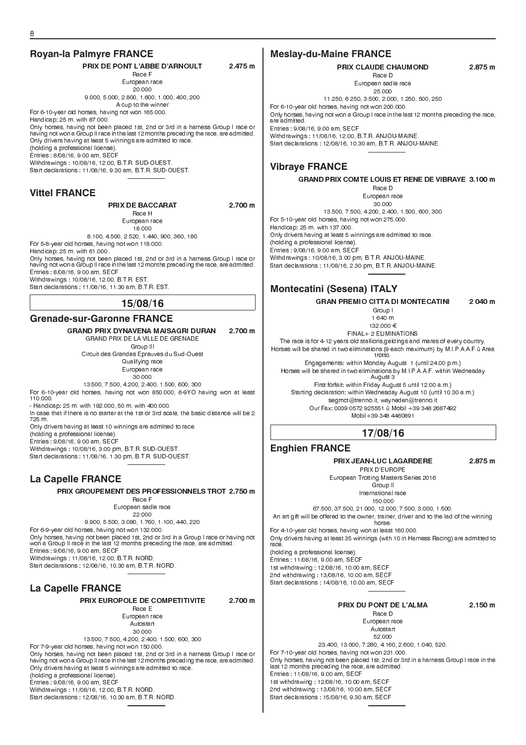## Royan-la Palmyre FRANCE

**PRIX DE PONT L'ABBE D'ARNOULT 2.475 m**

Race F
European race
20.000
9.000, 5.000, 2.800, 1.600, 1.000, 400, 200
A cup to the winner

For 6-10-year old horses, having not won 165.000.
Handicap: 25 m. with 87.000.
Only horses, having not been placed 1st, 2nd or 3rd in a harness Group I race or having not won a Group II race in the last 12 months preceding the race, are admitted.
Only drivers having at least 5 winnings are admitted to race.
(holding a professional license).
Entries : 8/08/16, 9.00 am, SECF
Withdrawings : 10/08/16, 12.00, B.T.R. SUD-OUEST.
Start declarations : 11/08/16, 9.30 am, B.T.R. SUD-OUEST.

## Vittel FRANCE

**PRIX DE BACCARAT 2.700 m**

Race H
European race
18.000
8.100, 4.500, 2.520, 1.440, 900, 360, 180

For 5-8-year old horses, having not won 118.000.
Handicap: 25 m. with 61.000.
Only horses, having not been placed 1st, 2nd or 3rd in a harness Group I race or having not won a Group II race in the last 12 months preceding the race, are admitted.
Entries : 8/08/16, 9.00 am, SECF
Withdrawings : 10/08/16, 12.00, B.T.R. EST.
Start declarations : 11/08/16, 11.30 am, B.T.R. EST.

# 15/08/16

## Grenade-sur-Garonne FRANCE

**GRAND PRIX DYNAVENA MAISAGRI DURAN 2.700 m**

GRAND PRIX DE LA VILLE DE GRENADE
Group III
Circuit des Grandes Epreuves du Sud-Ouest
Qualifying race
European race
30.000
13.500, 7.500, 4.200, 2.400, 1.500, 600, 300

For 6-10-year old horses, having not won 850.000, 6-9YO having won at least 110.000.
- Handicap: 25 m. with 192.000, 50 m. with 400.000.
In case that if there is no starter at the 1st or 3rd scale, the basic distance will be 2 725 m.
Only drivers having at least 10 winnings are admitted to race.
(holding a professional license).
Entries : 9/08/16, 9.00 am, SECF
Withdrawings : 10/08/16, 3.00 pm, B.T.R. SUD-OUEST.
Start declarations : 11/08/16, 1.30 pm, B.T.R. SUD-OUEST.

## La Capelle FRANCE

**PRIX GROUPEMENT DES PROFESSIONNELS TROT 2.750 m**

Race F
European sadle race
22.000
9.900, 5.500, 3.080, 1.760, 1.100, 440, 220

For 6-9-year old horses, having not won 132.000.
Only horses, having not been placed 1st, 2nd or 3rd in a Group I race or having not won a Group II race in the last 12 months preceding the race, are admitted.
Entries : 9/08/16, 9.00 am, SECF
Withdrawings : 11/08/16, 12.00, B.T.R. NORD.
Start declarations : 12/08/16, 10.30 am, B.T.R. NORD.

## La Capelle FRANCE

**PRIX EUROPOLE DE COMPETITIVITE 2.700 m**

Race E
European race
Autostart
30.000
13.500, 7.500, 4.200, 2.400, 1.500, 600, 300

For 7-9-year old horses, having not won 150.000.
Only horses, having not been placed 1st, 2nd or 3rd in a harness Group I race or having not won a Group II race in the last 12 months preceding the race, are admitted.
Only drivers having at least 5 winnings are admitted to race.
(holding a professional license).
Entries : 9/08/16, 9.00 am, SECF
Withdrawings : 11/08/16, 12.00, B.T.R. NORD.
Start declarations : 12/08/16, 10.30 am, B.T.R. NORD.

## Meslay-du-Maine FRANCE

**PRIX CLAUDE CHAUMOND 2.875 m**

Race D
European sadle race
25.000
11.250, 6.250, 3.500, 2.000, 1.250, 500, 250

For 6-10-year old horses, having not won 200.000.
Only horses, having not won a Group I race in the last 12 months preceding the race, are admitted.
Entries : 9/08/16, 9.00 am, SECF
Withdrawings : 11/08/16, 12.00, B.T.R. ANJOU-MAINE.
Start declarations : 12/08/16, 10.30 am, B.T.R. ANJOU-MAINE.

## Vibraye FRANCE

**GRAND PRIX COMTE LOUIS ET RENE DE VIBRAYE 3.100 m**

Race D
European race
30.000
13.500, 7.500, 4.200, 2.400, 1.500, 600, 300

For 5-10-year old horses, having not won 275.000.
Handicap: 25 m. with 137.000.
Only drivers having at least 5 winnings are admitted to race.
(holding a professional license).
Entries : 9/08/16, 9.00 am, SECF
Withdrawings : 10/08/16, 3.00 pm, B.T.R. ANJOU-MAINE.
Start declarations : 11/08/16, 2.30 pm, B.T.R. ANJOU-MAINE.

## Montecatini (Sesena) ITALY

**GRAN PREMIO CITTA DI MONTECATINI 2 040 m**

Group I
1 640 m
132.000 €
FINAL+ 2 ELIMINATIONS
The race is for 4-12 years old stallions,geldings and mares of every country.
Horses will be shared in two eliminations (9 each maximum) by M.I.P.A.A.F.û Area trotto.
Engagements: within Monday August 1 (until 24.00 p.m.)
Horses will be shared in two eliminations by M.I.P.A.A.F. within Wednesday August 3
First forfait: within Friday August 5 until 12.00 a.m.)
Starting declaration: within Wednesday August 10 (until 10.30 a.m.)
segmct@trenno.it, wayneden@trenno.it
Our Fax: 0039 0572 925551 û Mobil +39 348 2687492
Mobil+39 348 4460891

# 17/08/16

## Enghien FRANCE

**PRIX JEAN-LUC LAGARDERE 2.875 m**

PRIX D'EUROPE
European Trotting Masters Series 2016
Group II
International race
150.000
67.500, 37.500, 21.000, 12.000, 7.500, 3.000, 1.500.
An art gift will be offered to the owner, trainer, driver and to the lad of the winning horse.

For 4-10-year old horses, having won at least 160.000.
Only drivers having at least 35 winnings (with 10 in Harness Racing) are admitted to race.
(holding a professional license).
Entries : 11/08/16, 9.00 am, SECF
1st withdrawing : 12/08/16, 10.00 am, SECF
2nd withdrawing : 13/08/16, 10.00 am, SECF
Start declarations : 14/08/16, 10.00 am, SECF

**PRIX DU PONT DE L'ALMA 2.150 m**

Race D
European race
Autostart
52.000
23.400, 13.000, 7.280, 4.160, 2.600, 1.040, 520.

For 7-10-year old horses, having not won 231.000.
Only horses, having not been placed 1st, 2nd or 3rd in a harness Group I race in the last 12 months preceding the race, are admitted.
Entries : 11/08/16, 9.00 am, SECF
1st withdrawing : 12/08/16, 10.00 am, SECF
2nd withdrawing : 13/08/16, 10.00 am, SECF
Start declarations : 15/08/16, 9.30 am, SECF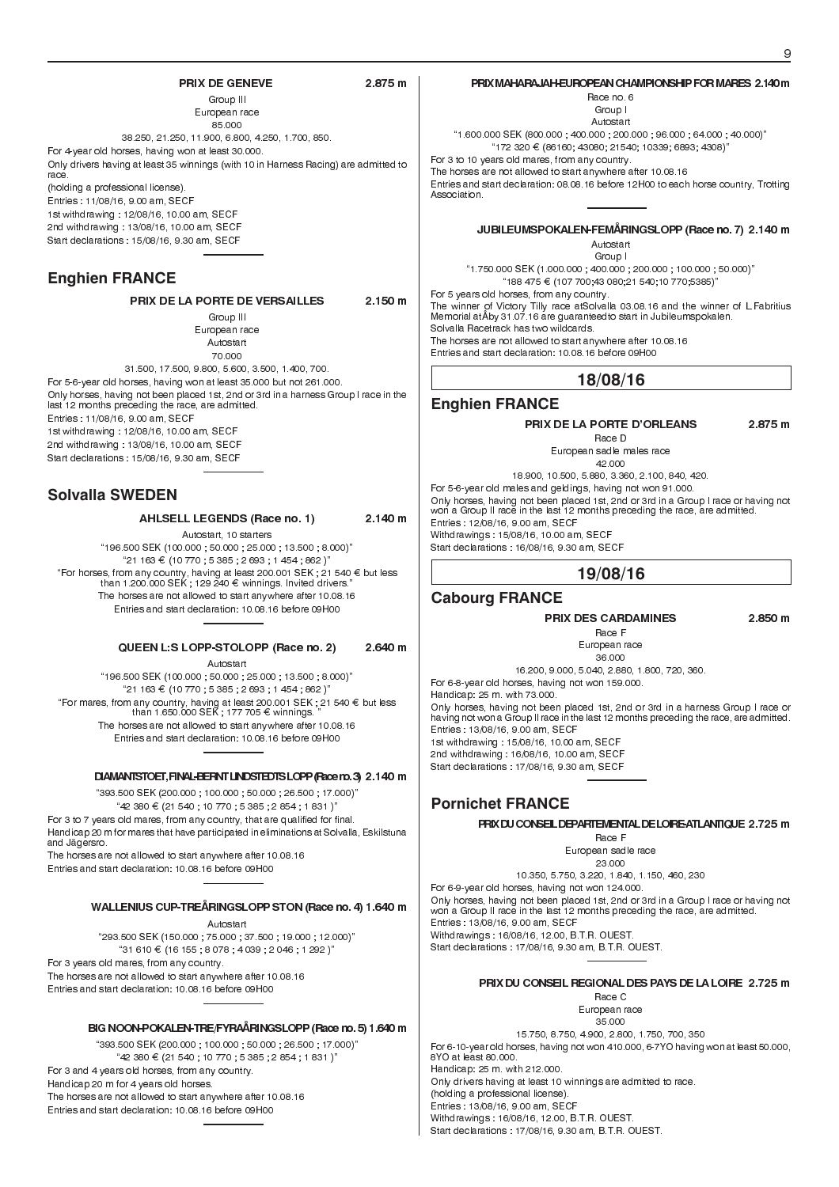**PRIX DE GENEVE** 2.875 m

Group III
European race
85.000
38.250, 21.250, 11.900, 6.800, 4.250, 1.700, 850.

For 4-year old horses, having won at least 30.000.
Only drivers having at least 35 winnings (with 10 in Harness Racing) are admitted to race.
(holding a professional license).
Entries : 11/08/16, 9.00 am, SECF
1st withdrawing : 12/08/16, 10.00 am, SECF
2nd withdrawing : 13/08/16, 10.00 am, SECF
Start declarations : 15/08/16, 9.30 am, SECF

## Enghien FRANCE

**PRIX DE LA PORTE DE VERSAILLES** 2.150 m

Group III
European race
Autostart
70.000
31.500, 17.500, 9.800, 5.600, 3.500, 1.400, 700.

For 5-6-year old horses, having won at least 35.000 but not 261.000.
Only horses, having not been placed 1st, 2nd or 3rd in a harness Group I race in the last 12 months preceding the race, are admitted.
Entries : 11/08/16, 9.00 am, SECF
1st withdrawing : 12/08/16, 10.00 am, SECF
2nd withdrawing : 13/08/16, 10.00 am, SECF
Start declarations : 15/08/16, 9.30 am, SECF

## Solvalla SWEDEN

**AHLSELL LEGENDS (Race no. 1)** 2.140 m

Autostart, 10 starters
"196.500 SEK (100.000 ; 50.000 ; 25.000 ; 13.500 ; 8.000)"
"21 163 € (10 770 ; 5 385 ; 2 693 ; 1 454 ; 862 )"
"For horses, from any country, having at least 200.001 SEK ; 21 540 € but less than 1.200.000 SEK ; 129 240 € winnings. Invited drivers."
The horses are not allowed to start anywhere after 10.08.16
Entries and start declaration: 10.08.16 before 09H00

**QUEEN L:S LOPP-STOLOPP (Race no. 2)** 2.640 m

Autostart
"196.500 SEK (100.000 ; 50.000 ; 25.000 ; 13.500 ; 8.000)"
"21 163 € (10 770 ; 5 385 ; 2 693 ; 1 454 ; 862 )"
"For mares, from any country, having at least 200.001 SEK ; 21 540 € but less than 1.650.000 SEK ; 177 705 € winnings. "
The horses are not allowed to start anywhere after 10.08.16
Entries and start declaration: 10.08.16 before 09H00

**DIAMANTSTOET, FINAL-BERNT LINDSTEDTS LOPP (Race no. 3)** 2.140 m

"393.500 SEK (200.000 ; 100.000 ; 50.000 ; 26.500 ; 17.000)"
"42 380 € (21 540 ; 10 770 ; 5 385 ; 2 854 ; 1 831 )"

For 3 to 7 years old mares, from any country, that are qualified for final.
Handicap 20 m for mares that have participated in eliminations at Solvalla, Eskilstuna and Jägersro.
The horses are not allowed to start anywhere after 10.08.16
Entries and start declaration: 10.08.16 before 09H00

**WALLENIUS CUP-TREÅRINGSLOPP STON (Race no. 4)** 1.640 m

Autostart
"293.500 SEK (150.000 ; 75.000 ; 37.500 ; 19.000 ; 12.000)"
"31 610 € (16 155 ; 8 078 ; 4 039 ; 2 046 ; 1 292 )"

For 3 years old mares, from any country.
The horses are not allowed to start anywhere after 10.08.16
Entries and start declaration: 10.08.16 before 09H00

**BIG NOON-POKALEN-TRE/FYRAÅRINGSLOPP (Race no. 5)** 1.640 m

"393.500 SEK (200.000 ; 100.000 ; 50.000 ; 26.500 ; 17.000)"
"42 380 € (21 540 ; 10 770 ; 5 385 ; 2 854 ; 1 831 )"

For 3 and 4 years old horses, from any country.
Handicap 20 m for 4 years old horses.
The horses are not allowed to start anywhere after 10.08.16
Entries and start declaration: 10.08.16 before 09H00

**PRIX MAHARAJAH-EUROPEAN CHAMPIONSHIP FOR MARES** 2.140 m

Race no. 6
Group I
Autostart
"1.600.000 SEK (800.000 ; 400.000 ; 200.000 ; 96.000 ; 64.000 ; 40.000)"
"172 320 € (86160; 43080; 21540; 10339; 6893; 4308)"

For 3 to 10 years old mares, from any country.
The horses are not allowed to start anywhere after 10.08.16
Entries and start declaration: 08.08.16 before 12H00 to each horse country, Trotting Association.

**JUBILEUMSPOKALEN-FEMÅRINGSLOPP (Race no. 7)** 2.140 m

Autostart
Group I
"1.750.000 SEK (1.000.000 ; 400.000 ; 200.000 ; 100.000 ; 50.000)"
"188 475 € (107 700;43 080;21 540;10 770;5385)"

For 5 years old horses, from any country.
The winner of Victory Tilly race atSolvalla 03.08.16 and the winner of L.Fabritius Memorial atÅby 31.07.16 are guaranteedto start in Jubileumspokalen.
Solvalla Racetrack has two wildcards.
The horses are not allowed to start anywhere after 10.08.16
Entries and start declaration: 10.08.16 before 09H00

# 18/08/16

## Enghien FRANCE

**PRIX DE LA PORTE D'ORLEANS** 2.875 m

Race D
European sadle males race
42.000
18.900, 10.500, 5.880, 3.360, 2.100, 840, 420.

For 5-6-year old males and geldings, having not won 91.000.
Only horses, having not been placed 1st, 2nd or 3rd in a Group I race or having not won a Group II race in the last 12 months preceding the race, are admitted.
Entries : 12/08/16, 9.00 am, SECF
Withdrawings : 15/08/16, 10.00 am, SECF
Start declarations : 16/08/16, 9.30 am, SECF

# 19/08/16

## Cabourg FRANCE

**PRIX DES CARDAMINES** 2.850 m

Race F
European race
36.000
16.200, 9.000, 5.040, 2.880, 1.800, 720, 360.

For 6-8-year old horses, having not won 159.000.
Handicap: 25 m. with 73.000.
Only horses, having not been placed 1st, 2nd or 3rd in a harness Group I race or having not won a Group II race in the last 12 months preceding the race, are admitted.
Entries : 13/08/16, 9.00 am, SECF
1st withdrawing : 15/08/16, 10.00 am, SECF
2nd withdrawing : 16/08/16, 10.00 am, SECF
Start declarations : 17/08/16, 9.30 am, SECF

## Pornichet FRANCE

**PRIX DU CONSEIL DEPARTEMENTAL DE LOIRE-ATLANTIQUE** 2.725 m

Race F
European sadle race
23.000
10.350, 5.750, 3.220, 1.840, 1.150, 460, 230

For 6-9-year old horses, having not won 124.000.
Only horses, having not been placed 1st, 2nd or 3rd in a Group I race or having not won a Group II race in the last 12 months preceding the race, are admitted.
Entries : 13/08/16, 9.00 am, SECF
Withdrawings : 16/08/16, 12.00, B.T.R. OUEST.
Start declarations : 17/08/16, 9.30 am, B.T.R. OUEST.

**PRIX DU CONSEIL REGIONAL DES PAYS DE LA LOIRE** 2.725 m

Race C
European race
35.000
15.750, 8.750, 4.900, 2.800, 1.750, 700, 350

For 6-10-year old horses, having not won 410.000, 6-7YO having won at least 50.000, 8YO at least 80.000.
Handicap: 25 m. with 212.000.
Only drivers having at least 10 winnings are admitted to race.
(holding a professional license).
Entries : 13/08/16, 9.00 am, SECF
Withdrawings : 16/08/16, 12.00, B.T.R. OUEST.
Start declarations : 17/08/16, 9.30 am, B.T.R. OUEST.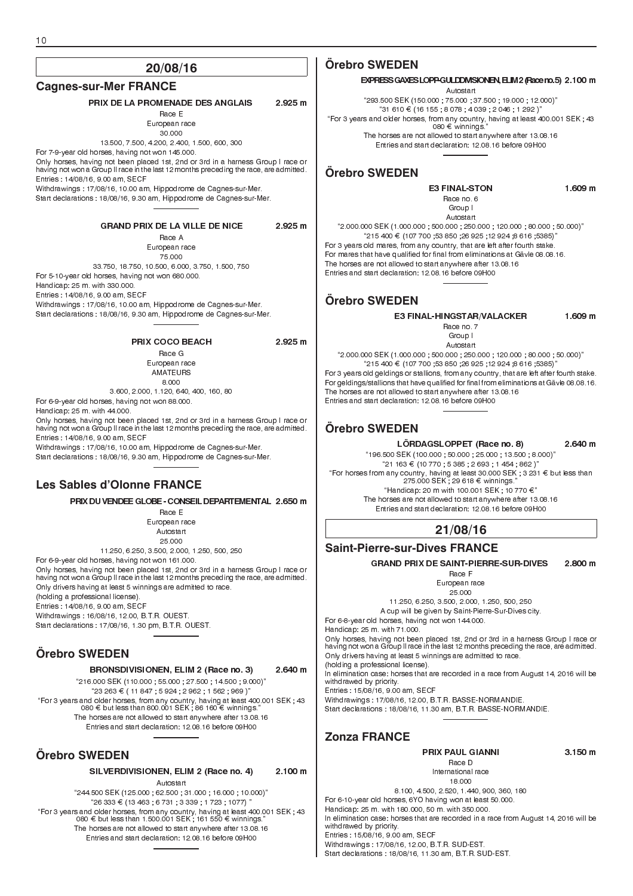## 20/08/16

### Cagnes-sur-Mer FRANCE

**PRIX DE LA PROMENADE DES ANGLAIS** **2.925 m**

Race E
European race
30.000
13.500, 7.500, 4.200, 2.400, 1.500, 600, 300

For 7-9-year old horses, having not won 145.000.
Only horses, having not been placed 1st, 2nd or 3rd in a harness Group I race or having not won a Group II race in the last 12 months preceding the race, are admitted.
Entries : 14/08/16, 9.00 am, SECF
Withdrawings : 17/08/16, 10.00 am, Hippodrome de Cagnes-sur-Mer.
Start declarations : 18/08/16, 9.30 am, Hippodrome de Cagnes-sur-Mer.

**GRAND PRIX DE LA VILLE DE NICE** **2.925 m**

Race A
European race
75.000
33.750, 18.750, 10.500, 6.000, 3.750, 1.500, 750

For 5-10-year old horses, having not won 680.000.
Handicap: 25 m. with 330.000.
Entries : 14/08/16, 9.00 am, SECF
Withdrawings : 17/08/16, 10.00 am, Hippodrome de Cagnes-sur-Mer.
Start declarations : 18/08/16, 9.30 am, Hippodrome de Cagnes-sur-Mer.

**PRIX COCO BEACH** **2.925 m**

Race G
European race
AMATEURS
8.000
3.600, 2.000, 1.120, 640, 400, 160, 80

For 6-9-year old horses, having not won 88.000.
Handicap: 25 m. with 44.000.
Only horses, having not been placed 1st, 2nd or 3rd in a harness Group I race or having not won a Group II race in the last 12 months preceding the race, are admitted.
Entries : 14/08/16, 9.00 am, SECF
Withdrawings : 17/08/16, 10.00 am, Hippodrome de Cagnes-sur-Mer.
Start declarations : 18/08/16, 9.30 am, Hippodrome de Cagnes-sur-Mer.

### Les Sables d'Olonne FRANCE

**PRIX DU VENDEE GLOBE - CONSEIL DEPARTEMENTAL** **2.650 m**

Race E
European race
Autostart
25.000
11.250, 6.250, 3.500, 2.000, 1.250, 500, 250

For 6-9-year old horses, having not won 161.000.
Only horses, having not been placed 1st, 2nd or 3rd in a harness Group I race or having not won a Group II race in the last 12 months preceding the race, are admitted.
Only drivers having at least 5 winnings are admitted to race.
(holding a professional license).
Entries : 14/08/16, 9.00 am, SECF
Withdrawings : 16/08/16, 12.00, B.T.R. OUEST.
Start declarations : 17/08/16, 1.30 pm, B.T.R. OUEST.

### Örebro SWEDEN

**BRONSDIVISIONEN, ELIM 2 (Race no. 3)** **2.640 m**

"216.000 SEK (110.000 ; 55.000 ; 27.500 ; 14.500 ; 9.000)"
"23 263 € ( 11 847 ; 5 924 ; 2 962 ; 1 562 ; 969 )"
"For 3 years and older horses, from any country, having at least 400.001 SEK ; 43 080 € but less than 800.001 SEK ; 86 160 € winnings."
The horses are not allowed to start anywhere after 13.08.16
Entries and start declaration: 12.08.16 before 09H00

### Örebro SWEDEN

**SILVERDIVISIONEN, ELIM 2 (Race no. 4)** **2.100 m**

Autostart
"244.500 SEK (125.000 ; 62.500 ; 31.000 ; 16.000 ; 10.000)"
"26 333 € (13 463 ; 6 731 ; 3 339 ; 1 723 ; 1077) "
"For 3 years and older horses, from any country, having at least 400.001 SEK ; 43 080 € but less than 1.500.001 SEK ; 161 550 € winnings."
The horses are not allowed to start anywhere after 13.08.16
Entries and start declaration: 12.08.16 before 09H00

### Örebro SWEDEN

**EXPRESS GAXES LOPP-GULDDIVISIONEN, ELIM 2 (Race no.5)** **2.100 m**

Autostart
"293.500 SEK (150.000 ; 75.000 ; 37.500 ; 19.000 ; 12.000)"
"31 610 € (16 155 ; 8 078 ; 4 039 ; 2 046 ; 1 292 )"
"For 3 years and older horses, from any country, having at least 400.001 SEK ; 43 080 € winnings."
The horses are not allowed to start anywhere after 13.08.16
Entries and start declaration: 12.08.16 before 09H00

### Örebro SWEDEN

**E3 FINAL-STON** **1.609 m**

Race no. 6
Group I
Autostart
"2.000.000 SEK (1.000.000 ; 500.000 ; 250.000 ; 120.000 ; 80.000 ; 50.000)"
"215 400 € (107 700 ;53 850 ;26 925 ;12 924 ;8 616 ;5385)"

For 3 years old mares, from any country, that are left after fourth stake.
For mares that have qualified for final from eliminations at Gävle 08.08.16.
The horses are not allowed to start anywhere after 13.08.16
Entries and start declaration: 12.08.16 before 09H00

### Örebro SWEDEN

**E3 FINAL-HINGSTAR/VALACKER** **1.609 m**

Race no. 7
Group I
Autostart
"2.000.000 SEK (1.000.000 ; 500.000 ; 250.000 ; 120.000 ; 80.000 ; 50.000)"
"215 400 € (107 700 ;53 850 ;26 925 ;12 924 ;8 616 ;5385)"

For 3 years old geldings or stallions, from any country, that are left after fourth stake.
For geldings/stallions that have qualified for final from eliminations at Gävle 08.08.16.
The horses are not allowed to start anywhere after 13.08.16
Entries and start declaration: 12.08.16 before 09H00

### Örebro SWEDEN

**LÖRDAGSLOPPET (Race no. 8)** **2.640 m**

"196.500 SEK (100.000 ; 50.000 ; 25.000 ; 13.500 ; 8.000)"
"21 163 € (10 770 ; 5 385 ; 2 693 ; 1 454 ; 862 )"
"For horses from any country, having at least 30.000 SEK ; 3 231 € but less than 275.000 SEK ; 29 618 € winnings."
"Handicap: 20 m with 100.001 SEK ; 10 770 €"
The horses are not allowed to start anywhere after 13.08.16
Entries and start declaration: 12.08.16 before 09H00

## 21/08/16

### Saint-Pierre-sur-Dives FRANCE

**GRAND PRIX DE SAINT-PIERRE-SUR-DIVES** **2.800 m**

Race F
European race
25.000
11.250, 6.250, 3.500, 2.000, 1.250, 500, 250
A cup will be given by Saint-Pierre-Sur-Dives city.

For 6-8-year old horses, having not won 144.000.
Handicap: 25 m. with 71.000.
Only horses, having not been placed 1st, 2nd or 3rd in a harness Group I race or having not won a Group II race in the last 12 months preceding the race, are admitted.
Only drivers having at least 5 winnings are admitted to race.
(holding a professional license).
In elimination case: horses that are recorded in a race from August 14, 2016 will be withdrawed by priority.
Entries : 15/08/16, 9.00 am, SECF
Withdrawings : 17/08/16, 12.00, B.T.R. BASSE-NORMANDIE.
Start declarations : 18/08/16, 11.30 am, B.T.R. BASSE-NORMANDIE.

### Zonza FRANCE

**PRIX PAUL GIANNI** **3.150 m**

Race D
International race
18.000
8.100, 4.500, 2.520, 1.440, 900, 360, 180

For 6-10-year old horses, 6YO having won at least 50.000.
Handicap: 25 m. with 180.000, 50 m. with 350.000.
In elimination case: horses that are recorded in a race from August 14, 2016 will be withdrawed by priority.
Entries : 15/08/16, 9.00 am, SECF
Withdrawings : 17/08/16, 12.00, B.T.R. SUD-EST.
Start declarations : 18/08/16, 11.30 am, B.T.R. SUD-EST.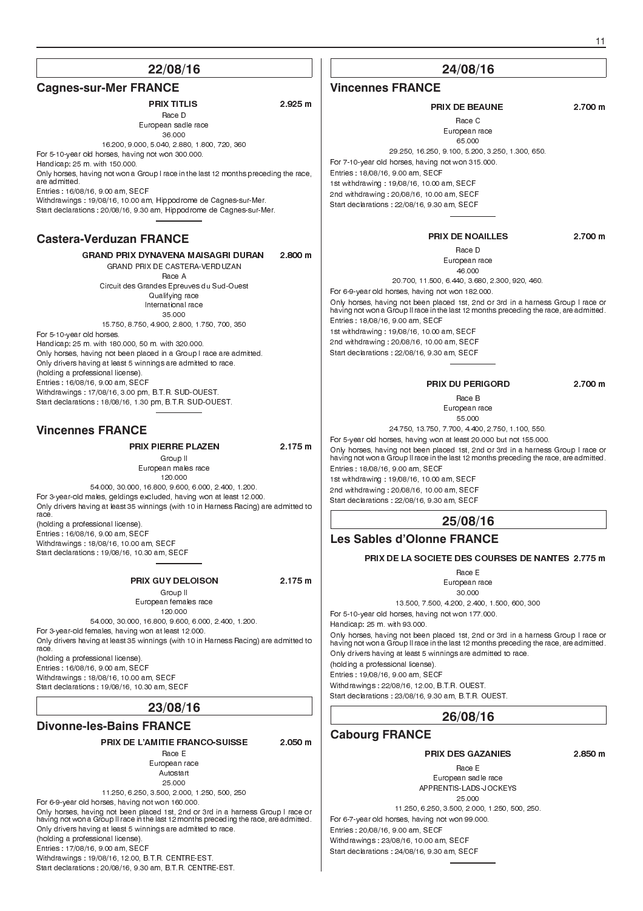## 22/08/16

### Cagnes-sur-Mer FRANCE

**PRIX TITLIS** **2.925 m**

Race D
European sadle race
36.000
16.200, 9.000, 5.040, 2.880, 1.800, 720, 360

For 5-10-year old horses, having not won 300.000.
Handicap: 25 m. with 150.000.
Only horses, having not won a Group I race in the last 12 months preceding the race, are admitted.
Entries : 16/08/16, 9.00 am, SECF
Withdrawings : 19/08/16, 10.00 am, Hippodrome de Cagnes-sur-Mer.
Start declarations : 20/08/16, 9.30 am, Hippodrome de Cagnes-sur-Mer.

### Castera-Verduzan FRANCE

**GRAND PRIX DYNAVENA MAISAGRI DURAN** **2.800 m**

GRAND PRIX DE CASTERA-VERDUZAN
Race A
Circuit des Grandes Epreuves du Sud-Ouest
Qualifying race
International race
35.000
15.750, 8.750, 4.900, 2.800, 1.750, 700, 350

For 5-10-year old horses.
Handicap: 25 m. with 180.000, 50 m. with 320.000.
Only horses, having not been placed in a Group I race are admitted.
Only drivers having at least 5 winnings are admitted to race.
(holding a professional license).
Entries : 16/08/16, 9.00 am, SECF
Withdrawings : 17/08/16, 3.00 pm, B.T.R. SUD-OUEST.
Start declarations : 18/08/16, 1.30 pm, B.T.R. SUD-OUEST.

### Vincennes FRANCE

**PRIX PIERRE PLAZEN** **2.175 m**

Group II
European males race
120.000
54.000, 30.000, 16.800, 9.600, 6.000, 2.400, 1.200.

For 3-year-old males, geldings excluded, having won at least 12.000.
Only drivers having at least 35 winnings (with 10 in Harness Racing) are admitted to race.
(holding a professional license).
Entries : 16/08/16, 9.00 am, SECF
Withdrawings : 18/08/16, 10.00 am, SECF
Start declarations : 19/08/16, 10.30 am, SECF

**PRIX GUY DELOISON** **2.175 m**

Group II
European females race
120.000
54.000, 30.000, 16.800, 9.600, 6.000, 2.400, 1.200.

For 3-year-old females, having won at least 12.000.
Only drivers having at least 35 winnings (with 10 in Harness Racing) are admitted to race.
(holding a professional license).
Entries : 16/08/16, 9.00 am, SECF
Withdrawings : 18/08/16, 10.00 am, SECF
Start declarations : 19/08/16, 10.30 am, SECF

## 23/08/16

### Divonne-les-Bains FRANCE

**PRIX DE L'AMITIE FRANCO-SUISSE** **2.050 m**

Race E
European race
Autostart
25.000
11.250, 6.250, 3.500, 2.000, 1.250, 500, 250

For 6-9-year old horses, having not won 160.000.
Only horses, having not been placed 1st, 2nd or 3rd in a harness Group I race or having not won a Group II race in the last 12 months preceding the race, are admitted.
Only drivers having at least 5 winnings are admitted to race.
(holding a professional license).
Entries : 17/08/16, 9.00 am, SECF
Withdrawings : 19/08/16, 12.00, B.T.R. CENTRE-EST.
Start declarations : 20/08/16, 9.30 am, B.T.R. CENTRE-EST.

## 24/08/16

### Vincennes FRANCE

**PRIX DE BEAUNE** **2.700 m**

Race C
European race
65.000
29.250, 16.250, 9.100, 5.200, 3.250, 1.300, 650.

For 7-10-year old horses, having not won 315.000.
Entries : 18/08/16, 9.00 am, SECF
1st withdrawing : 19/08/16, 10.00 am, SECF
2nd withdrawing : 20/08/16, 10.00 am, SECF
Start declarations : 22/08/16, 9.30 am, SECF

**PRIX DE NOAILLES** **2.700 m**

Race D
European race
46.000
20.700, 11.500, 6.440, 3.680, 2.300, 920, 460.

For 6-9-year old horses, having not won 182.000.
Only horses, having not been placed 1st, 2nd or 3rd in a harness Group I race or having not won a Group II race in the last 12 months preceding the race, are admitted.
Entries : 18/08/16, 9.00 am, SECF
1st withdrawing : 19/08/16, 10.00 am, SECF
2nd withdrawing : 20/08/16, 10.00 am, SECF
Start declarations : 22/08/16, 9.30 am, SECF

**PRIX DU PERIGORD** **2.700 m**

Race B
European race
55.000
24.750, 13.750, 7.700, 4.400, 2.750, 1.100, 550.

For 5-year old horses, having won at least 20.000 but not 155.000.
Only horses, having not been placed 1st, 2nd or 3rd in a harness Group I race or having not won a Group II race in the last 12 months preceding the race, are admitted.
Entries : 18/08/16, 9.00 am, SECF
1st withdrawing : 19/08/16, 10.00 am, SECF
2nd withdrawing : 20/08/16, 10.00 am, SECF
Start declarations : 22/08/16, 9.30 am, SECF

## 25/08/16

### Les Sables d'Olonne FRANCE

**PRIX DE LA SOCIETE DES COURSES DE NANTES** **2.775 m**

Race E
European race
30.000
13.500, 7.500, 4.200, 2.400, 1.500, 600, 300

For 5-10-year old horses, having not won 177.000.
Handicap: 25 m. with 93.000.
Only horses, having not been placed 1st, 2nd or 3rd in a harness Group I race or having not won a Group II race in the last 12 months preceding the race, are admitted.
Only drivers having at least 5 winnings are admitted to race.
(holding a professional license).
Entries : 19/08/16, 9.00 am, SECF
Withdrawings : 22/08/16, 12.00, B.T.R. OUEST.
Start declarations : 23/08/16, 9.30 am, B.T.R. OUEST.

## 26/08/16

### Cabourg FRANCE

**PRIX DES GAZANIES** **2.850 m**

Race E
European sadle race
APPRENTIS-LADS-JOCKEYS
25.000
11.250, 6.250, 3.500, 2.000, 1.250, 500, 250.

For 6-7-year old horses, having not won 99.000.
Entries : 20/08/16, 9.00 am, SECF
Withdrawings : 23/08/16, 10.00 am, SECF
Start declarations : 24/08/16, 9.30 am, SECF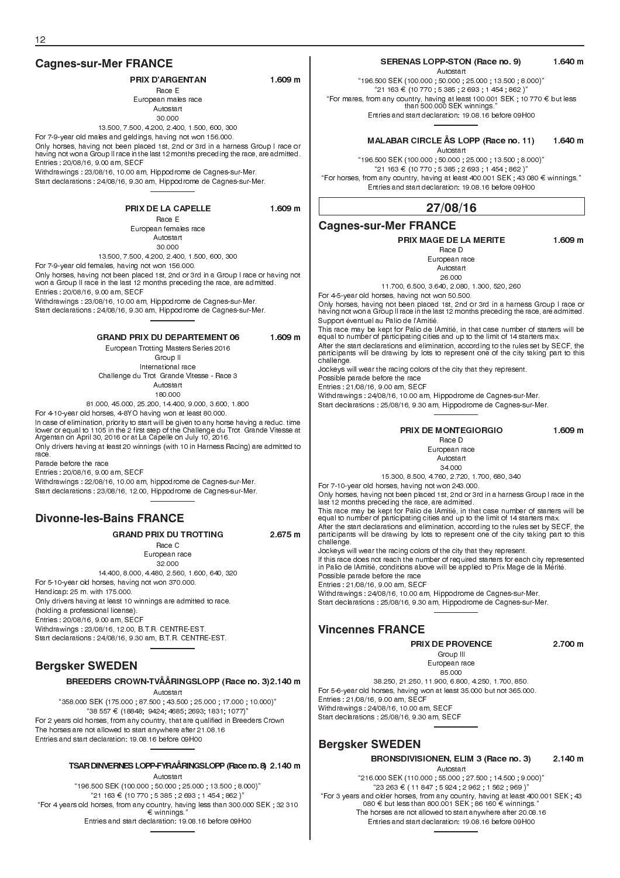## Cagnes-sur-Mer FRANCE

**PRIX D'ARGENTAN** **1.609 m**

Race E
European males race
Autostart
30.000
13.500, 7.500, 4.200, 2.400, 1.500, 600, 300

For 7-9-year old males and geldings, having not won 156.000.
Only horses, having not been placed 1st, 2nd or 3rd in a harness Group I race or having not won a Group II race in the last 12 months preceding the race, are admitted.
Entries : 20/08/16, 9.00 am, SECF
Withdrawings : 23/08/16, 10.00 am, Hippodrome de Cagnes-sur-Mer.
Start declarations : 24/08/16, 9.30 am, Hippodrome de Cagnes-sur-Mer.

**PRIX DE LA CAPELLE** **1.609 m**

Race E
European females race
Autostart
30.000
13.500, 7.500, 4.200, 2.400, 1.500, 600, 300

For 7-9-year old females, having not won 156.000.
Only horses, having not been placed 1st, 2nd or 3rd in a Group I race or having not won a Group II race in the last 12 months preceding the race, are admitted.
Entries : 20/08/16, 9.00 am, SECF
Withdrawings : 23/08/16, 10.00 am, Hippodrome de Cagnes-sur-Mer.
Start declarations : 24/08/16, 9.30 am, Hippodrome de Cagnes-sur-Mer.

**GRAND PRIX DU DEPARTEMENT 06** **1.609 m**

European Trotting Masters Series 2016
Group II
International race
Challenge du Trot Grande Vitesse - Race 3
Autostart
180.000
81.000, 45.000, 25.200, 14.400, 9.000, 3.600, 1.800

For 4-10-year old horses, 4-8YO having won at least 80.000.
In case of elimination, priority to start will be given to any horse having a reduc. time lower or equal to 1105 in the 2 first step of the Challenge du Trot Grande Vitesse at Argentan on April 30, 2016 or at La Capelle on July 10, 2016.
Only drivers having at least 20 winnings (with 10 in Harness Racing) are admitted to race.
Parade before the race
Entries : 20/08/16, 9.00 am, SECF
Withdrawings : 22/08/16, 10.00 am, hippodrome de Cagnes-sur-Mer.
Start declarations : 23/08/16, 12.00, Hippodrome de Cagnes-sur-Mer.

## Divonne-les-Bains FRANCE

**GRAND PRIX DU TROTTING** **2.675 m**

Race C
European race
32.000
14.400, 8.000, 4.480, 2.560, 1.600, 640, 320

For 5-10-year old horses, having not won 370.000.
Handicap: 25 m. with 175.000.
Only drivers having at least 10 winnings are admitted to race.
(holding a professional license).
Entries : 20/08/16, 9.00 am, SECF
Withdrawings : 23/08/16, 12.00, B.T.R. CENTRE-EST.
Start declarations : 24/08/16, 9.30 am, B.T.R. CENTRE-EST.

## Bergsker SWEDEN

**BREEDERS CROWN-TVÅÅRINGSLOPP (Race no. 3)** **2.140 m**

Autostart
"358.000 SEK (175.000 ; 87.500 ; 43.500 ; 25.000 ; 17.000 ; 10.000)"
"38 557 € (18848; 9424; 4685; 2693; 1831; 1077)"

For 2 years old horses, from any country, that are qualified in Breeders Crown
The horses are not allowed to start anywhere after 21.08.16
Entries and start declaration: 19.08.16 before 09H00

**TSAR DINVERNES LOPP-FYRAÅRINGSLOPP (Race no. 8)** **2.140 m**

Autostart
"196.500 SEK (100.000 ; 50.000 ; 25.000 ; 13.500 ; 8.000)"
"21 163 € (10 770 ; 5 385 ; 2 693 ; 1 454 ; 862 )"
"For 4 years old horses, from any country, having less than 300.000 SEK ; 32 310 € winnings."
Entries and start declaration: 19.08.16 before 09H00

**SERENAS LOPP-STON (Race no. 9)** **1.640 m**

Autostart
"196.500 SEK (100.000 ; 50.000 ; 25.000 ; 13.500 ; 8.000)"
"21 163 € (10 770 ; 5 385 ; 2 693 ; 1 454 ; 862 )"
"For mares, from any country, having at least 100.001 SEK ; 10 770 € but less than 500.000 SEK winnings."
Entries and start declaration: 19.08.16 before 09H00

**MALABAR CIRCLE ÅS LOPP (Race no. 11)** **1.640 m**

Autostart
"196.500 SEK (100.000 ; 50.000 ; 25.000 ; 13.500 ; 8.000)"
"21 163 € (10 770 ; 5 385 ; 2 693 ; 1 454 ; 862 )"
"For horses, from any country, having at least 400.001 SEK ; 43 080 € winnings."
Entries and start declaration: 19.08.16 before 09H00

# 27/08/16

## Cagnes-sur-Mer FRANCE

**PRIX MAGE DE LA MERITE** **1.609 m**

Race D
European race
Autostart
26.000
11.700, 6.500, 3.640, 2.080, 1.300, 520, 260

For 4-5-year old horses, having not won 50.500.
Only horses, having not been placed 1st, 2nd or 3rd in a harness Group I race or having not won a Group II race in the last 12 months preceding the race, are admitted.
Support éventuel au Palio de l'Amitié.
This race may be kept for Palio de lAmitié, in that case number of starters will be equal to number of participating cities and up to the limit of 14 starters max.
After the start declarations and elimination, according to the rules set by SECF, the participants will be drawing by lots to represent one of the city taking part to this challenge.
Jockeys will wear the racing colors of the city that they represent.
Possible parade before the race
Entries : 21/08/16, 9.00 am, SECF
Withdrawings : 24/08/16, 10.00 am, Hippodrome de Cagnes-sur-Mer.
Start declarations : 25/08/16, 9.30 am, Hippodrome de Cagnes-sur-Mer.

**PRIX DE MONTEGIORGIO** **1.609 m**

Race D
European race
Autostart
34.000
15.300, 8.500, 4.760, 2.720, 1.700, 680, 340

For 7-10-year old horses, having not won 243.000.
Only horses, having not been placed 1st, 2nd or 3rd in a harness Group I race in the last 12 months preceding the race, are admitted.
This race may be kept for Palio de lAmitié, in that case number of starters will be equal to number of participating cities and up to the limit of 14 starters max.
After the start declarations and elimination, according to the rules set by SECF, the participants will be drawing by lots to represent one of the city taking part to this challenge.
Jockeys will wear the racing colors of the city that they represent.
If this race does not reach the number of required starters for each city represented in Palio de lAmitié, conditions above will be applied to Prix Mage de la Mérité.
Possible parade before the race
Entries : 21/08/16, 9.00 am, SECF
Withdrawings : 24/08/16, 10.00 am, Hippodrome de Cagnes-sur-Mer.
Start declarations : 25/08/16, 9.30 am, Hippodrome de Cagnes-sur-Mer.

## Vincennes FRANCE

**PRIX DE PROVENCE** **2.700 m**

Group III
European race
85.000
38.250, 21.250, 11.900, 6.800, 4.250, 1.700, 850.

For 5-6-year old horses, having won at least 35.000 but not 365.000.
Entries : 21/08/16, 9.00 am, SECF
Withdrawings : 24/08/16, 10.00 am, SECF
Start declarations : 25/08/16, 9.30 am, SECF

## Bergsker SWEDEN

**BRONSDIVISIONEN, ELIM 3 (Race no. 3)** **2.140 m**

Autostart
"216.000 SEK (110.000 ; 55.000 ; 27.500 ; 14.500 ; 9.000)"
"23 263 € ( 11 847 ; 5 924 ; 2 962 ; 1 562 ; 969 )"
"For 3 years and older horses, from any country, having at least 400.001 SEK ; 43 080 € but less than 800.001 SEK ; 86 160 € winnings."
The horses are not allowed to start anywhere after 20.08.16
Entries and start declaration: 19.08.16 before 09H00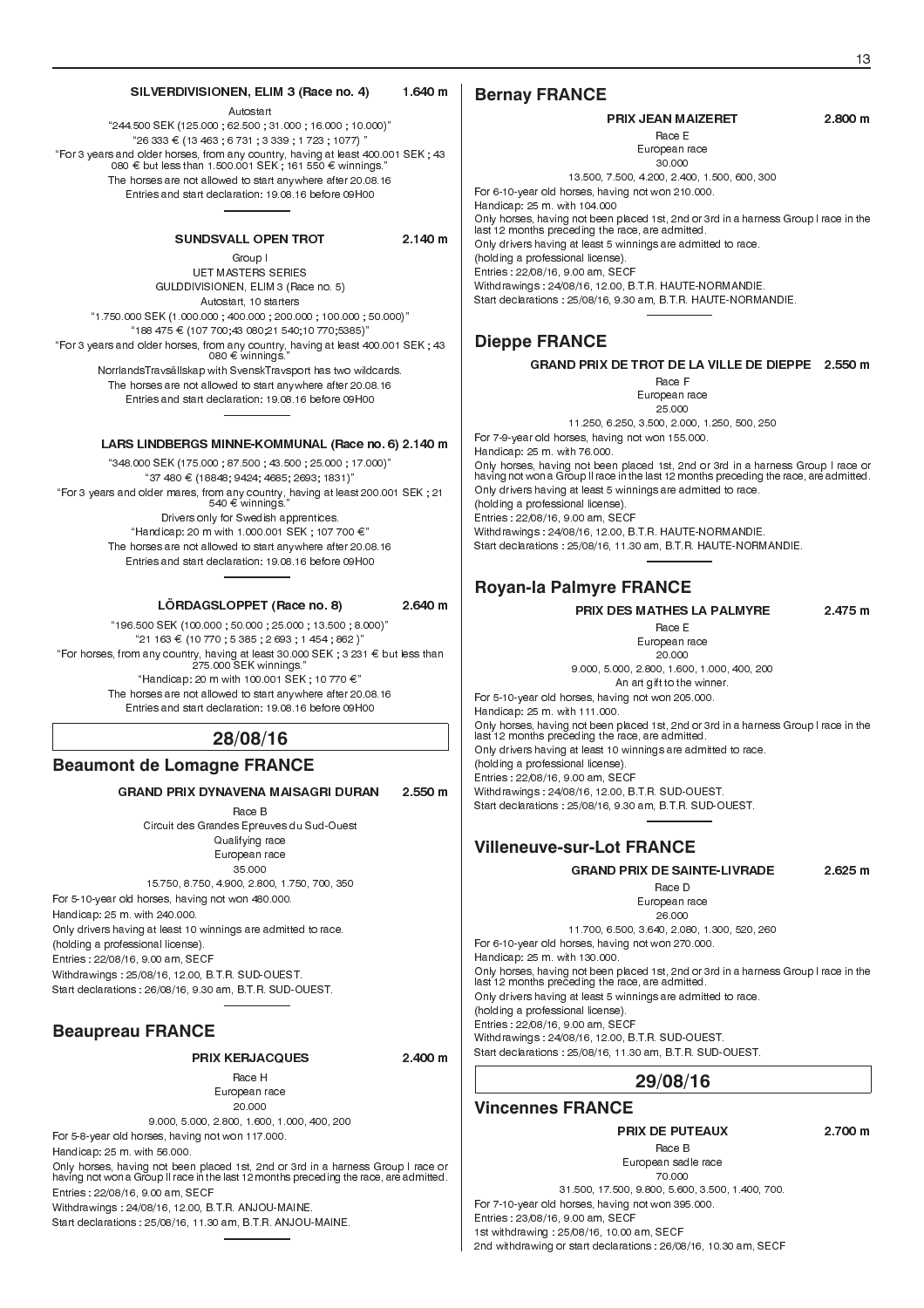**SILVERDIVISIONEN, ELIM 3 (Race no. 4) 1.640 m**

Autostart

"244.500 SEK (125.000 ; 62.500 ; 31.000 ; 16.000 ; 10.000)"

"26 333 € (13 463 ; 6 731 ; 3 339 ; 1 723 ; 1077) "

"For 3 years and older horses, from any country, having at least 400.001 SEK ; 43 080 € but less than 1.500.001 SEK ; 161 550 € winnings."

The horses are not allowed to start anywhere after 20.08.16

Entries and start declaration: 19.08.16 before 09H00

**SUNDSVALL OPEN TROT 2.140 m**

Group I

UET MASTERS SERIES

GULDDIVISIONEN, ELIM 3 (Race no. 5)

Autostart, 10 starters

"1.750.000 SEK (1.000.000 ; 400.000 ; 200.000 ; 100.000 ; 50.000)"

"188 475 € (107 700;43 080;21 540;10 770;5385)"

"For 3 years and older horses, from any country, having at least 400.001 SEK ; 43 080 € winnings."

NorrlandsTravsällskap with SvenskTravsport has two wildcards.

The horses are not allowed to start anywhere after 20.08.16

Entries and start declaration: 19.08.16 before 09H00

**LARS LINDBERGS MINNE-KOMMUNAL (Race no. 6) 2.140 m**

"348.000 SEK (175.000 ; 87.500 ; 43.500 ; 25.000 ; 17.000)"

"37 480 € (18848; 9424; 4685; 2693; 1831)"

"For 3 years and older mares, from any country, having at least 200.001 SEK ; 21 540 € winnings."

Drivers only for Swedish apprentices.

"Handicap: 20 m with 1.000.001 SEK ; 107 700 €"

The horses are not allowed to start anywhere after 20.08.16

Entries and start declaration: 19.08.16 before 09H00

**LÖRDAGSLOPPET (Race no. 8) 2.640 m**

"196.500 SEK (100.000 ; 50.000 ; 25.000 ; 13.500 ; 8.000)"

"21 163 € (10 770 ; 5 385 ; 2 693 ; 1 454 ; 862 )"

"For horses, from any country, having at least 30.000 SEK ; 3 231 € but less than 275.000 SEK winnings."

"Handicap: 20 m with 100.001 SEK ; 10 770 €"

The horses are not allowed to start anywhere after 20.08.16

Entries and start declaration: 19.08.16 before 09H00

## 28/08/16

### Beaumont de Lomagne FRANCE

**GRAND PRIX DYNAVENA MAISAGRI DURAN 2.550 m**

Race B

Circuit des Grandes Epreuves du Sud-Ouest

Qualifying race

European race

35.000

15.750, 8.750, 4.900, 2.800, 1.750, 700, 350

For 5-10-year old horses, having not won 480.000.

Handicap: 25 m. with 240.000.

Only drivers having at least 10 winnings are admitted to race.

(holding a professional license).

Entries : 22/08/16, 9.00 am, SECF

Withdrawings : 25/08/16, 12.00, B.T.R. SUD-OUEST.

Start declarations : 26/08/16, 9.30 am, B.T.R. SUD-OUEST.

### Beaupreau FRANCE

**PRIX KERJACQUES 2.400 m**

Race H

European race

20.000

9.000, 5.000, 2.800, 1.600, 1.000, 400, 200

For 5-8-year old horses, having not won 117.000.

Handicap: 25 m. with 56.000.

Only horses, having not been placed 1st, 2nd or 3rd in a harness Group I race or having not won a Group II race in the last 12 months preceding the race, are admitted.

Entries : 22/08/16, 9.00 am, SECF

Withdrawings : 24/08/16, 12.00, B.T.R. ANJOU-MAINE.

Start declarations : 25/08/16, 11.30 am, B.T.R. ANJOU-MAINE.

### Bernay FRANCE

**PRIX JEAN MAIZERET 2.800 m**

Race E

European race

30.000

13.500, 7.500, 4.200, 2.400, 1.500, 600, 300

For 6-10-year old horses, having not won 210.000.

Handicap: 25 m. with 104.000

Only horses, having not been placed 1st, 2nd or 3rd in a harness Group I race in the last 12 months preceding the race, are admitted.

Only drivers having at least 5 winnings are admitted to race.

(holding a professional license).

Entries : 22/08/16, 9.00 am, SECF

Withdrawings : 24/08/16, 12.00, B.T.R. HAUTE-NORMANDIE.

Start declarations : 25/08/16, 9.30 am, B.T.R. HAUTE-NORMANDIE.

### Dieppe FRANCE

**GRAND PRIX DE TROT DE LA VILLE DE DIEPPE 2.550 m**

Race F

European race

25.000

11.250, 6.250, 3.500, 2.000, 1.250, 500, 250

For 7-9-year old horses, having not won 155.000.

Handicap: 25 m. with 76.000.

Only horses, having not been placed 1st, 2nd or 3rd in a harness Group I race or having not won a Group II race in the last 12 months preceding the race, are admitted.

Only drivers having at least 5 winnings are admitted to race.

(holding a professional license).

Entries : 22/08/16, 9.00 am, SECF

Withdrawings : 24/08/16, 12.00, B.T.R. HAUTE-NORMANDIE.

Start declarations : 25/08/16, 11.30 am, B.T.R. HAUTE-NORMANDIE.

### Royan-la Palmyre FRANCE

**PRIX DES MATHES LA PALMYRE 2.475 m**

Race E

European race

20.000

9.000, 5.000, 2.800, 1.600, 1.000, 400, 200

An art gift to the winner.

For 5-10-year old horses, having not won 205.000.

Handicap: 25 m. with 111.000.

Only horses, having not been placed 1st, 2nd or 3rd in a harness Group I race in the last 12 months preceding the race, are admitted.

Only drivers having at least 10 winnings are admitted to race.

(holding a professional license).

Entries : 22/08/16, 9.00 am, SECF

Withdrawings : 24/08/16, 12.00, B.T.R. SUD-OUEST.

Start declarations : 25/08/16, 9.30 am, B.T.R. SUD-OUEST.

### Villeneuve-sur-Lot FRANCE

**GRAND PRIX DE SAINTE-LIVRADE 2.625 m**

Race D

European race

26.000

11.700, 6.500, 3.640, 2.080, 1.300, 520, 260

For 6-10-year old horses, having not won 270.000.

Handicap: 25 m. with 130.000.

Only horses, having not been placed 1st, 2nd or 3rd in a harness Group I race in the last 12 months preceding the race, are admitted.

Only drivers having at least 5 winnings are admitted to race.

(holding a professional license).

Entries : 22/08/16, 9.00 am, SECF

Withdrawings : 24/08/16, 12.00, B.T.R. SUD-OUEST.

Start declarations : 25/08/16, 11.30 am, B.T.R. SUD-OUEST.

## 29/08/16

### Vincennes FRANCE

**PRIX DE PUTEAUX 2.700 m**

Race B

European sadle race

70.000

31.500, 17.500, 9.800, 5.600, 3.500, 1.400, 700.

For 7-10-year old horses, having not won 395.000.

Entries : 23/08/16, 9.00 am, SECF

1st withdrawing : 25/08/16, 10.00 am, SECF

2nd withdrawing or start declarations : 26/08/16, 10.30 am, SECF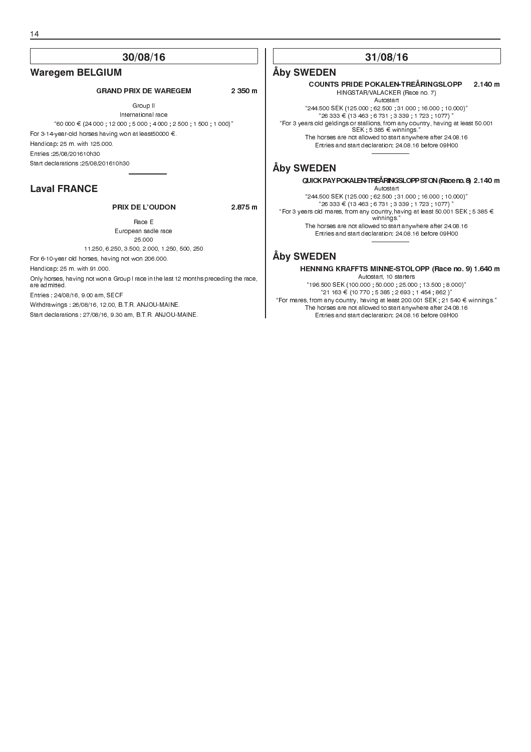## 30/08/16

### Waregem BELGIUM

**GRAND PRIX DE WAREGEM** **2 350 m**

Group II

International race

"60 000 € (24 000 ; 12 000 ; 5 000 ; 4 000 ; 2 500 ; 1 500 ; 1 000)"

For 3-14-year-old horses having won at least50000 €.

Handicap: 25 m. with 125.000.

Entries :25/08/201610h30

Start declarations :25/08/201610h30

---

### Laval FRANCE

**PRIX DE L'OUDON** **2.875 m**

Race E

European sadle race

25.000

11.250, 6.250, 3.500, 2.000, 1.250, 500, 250

For 6-10-year old horses, having not won 206.000.

Handicap: 25 m. with 91.000.

Only horses, having not won a Group I race in the last 12 months preceding the race, are admitted.

Entries : 24/08/16, 9.00 am, SECF

Withdrawings : 26/08/16, 12.00, B.T.R. ANJOU-MAINE.

Start declarations : 27/08/16, 9.30 am, B.T.R. ANJOU-MAINE.

## 31/08/16

### Åby SWEDEN

**COUNTS PRIDE POKALEN-TREÅRINGSLOPP** **2.140 m**

HINGSTAR/VALACKER (Race no. 7)

Autostart

"244.500 SEK (125.000 ; 62.500 ; 31.000 ; 16.000 ; 10.000)"

"26 333 € (13 463 ; 6 731 ; 3 339 ; 1 723 ; 1077) "

"For 3 years old geldings or stallions, from any country, having at least 50.001 SEK ; 5 385 € winnings."

The horses are not allowed to start anywhere after 24.08.16

Entries and start declaration: 24.08.16 before 09H00

---

### Åby SWEDEN

**QUICK PAY POKALEN-TREÅRINGSLOPP STON (Race no. 8) 2.140 m**

Autostart

"244.500 SEK (125.000 ; 62.500 ; 31.000 ; 16.000 ; 10.000)"

"26 333 € (13 463 ; 6 731 ; 3 339 ; 1 723 ; 1077) "

"For 3 years old mares, from any country, having at least 50.001 SEK ; 5 385 € winnings."

The horses are not allowed to start anywhere after 24.08.16

Entries and start declaration: 24.08.16 before 09H00

---

### Åby SWEDEN

**HENNING KRAFFTS MINNE-STOLOPP (Race no. 9) 1.640 m**

Autostart, 10 starters

"196.500 SEK (100.000 ; 50.000 ; 25.000 ; 13.500 ; 8.000)"

"21 163 € (10 770 ; 5 385 ; 2 693 ; 1 454 ; 862 )"

"For mares, from any country, having at least 200.001 SEK ; 21 540 € winnings."

The horses are not allowed to start anywhere after 24.08.16

Entries and start declaration: 24.08.16 before 09H00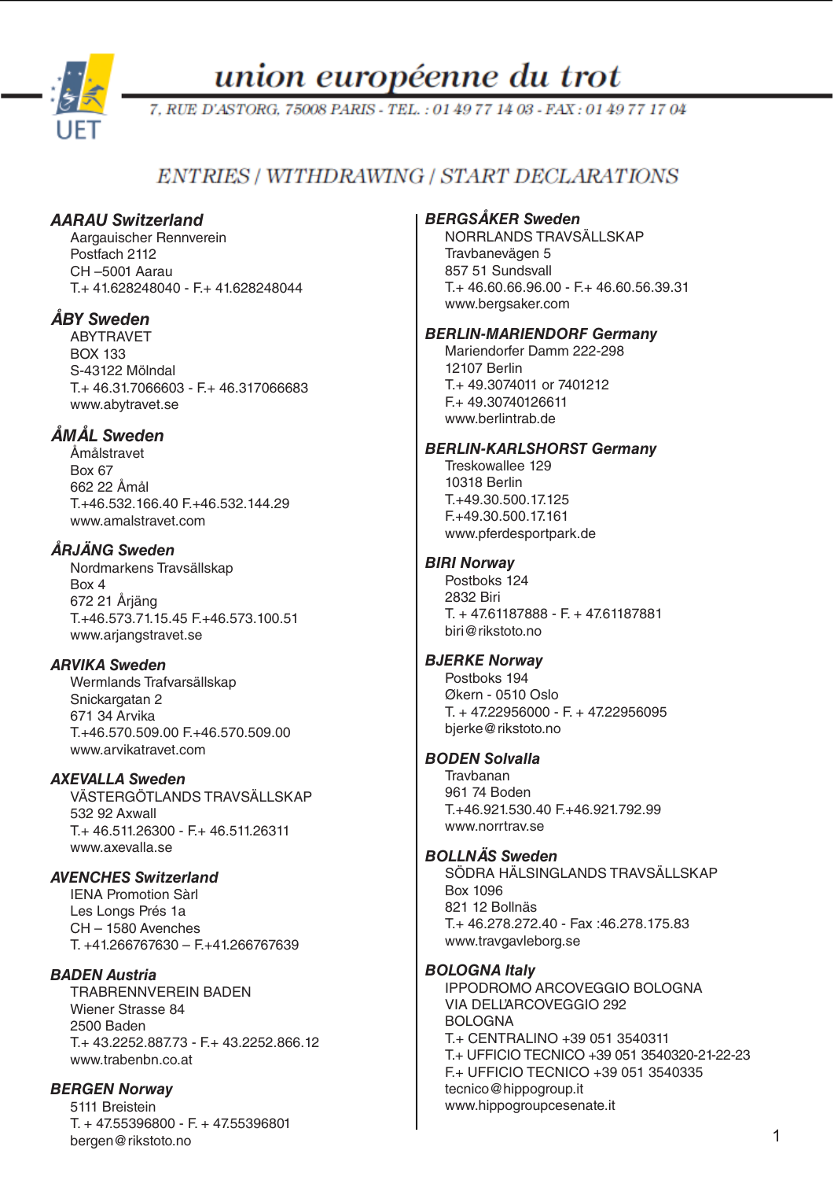# union européenne du trot

7, RUE D'ASTORG, 75008 PARIS - TEL. : 01 49 77 14 03 - FAX : 01 49 77 17 04

## ENTRIES / WITHDRAWING / START DECLARATIONS

***AARAU Switzerland***
Aargauischer Rennverein
Postfach 2112
CH –5001 Aarau
T.+ 41.628248040 - F.+ 41.628248044

***ÅBY Sweden***
ABYTRAVET
BOX 133
S-43122 Mölndal
T.+ 46.31.7066603 - F.+ 46.317066683
www.abytravet.se

***ÅMÅL Sweden***
Åmålstravet
Box 67
662 22 Åmål
T.+46.532.166.40 F.+46.532.144.29
www.amalstravet.com

***ÅRJÄNG Sweden***
Nordmarkens Travsällskap
Box 4
672 21 Årjäng
T.+46.573.71.15.45 F.+46.573.100.51
www.arjangstravet.se

***ARVIKA Sweden***
Wermlands Trafvarsällskap
Snickargatan 2
671 34 Arvika
T.+46.570.509.00 F.+46.570.509.00
www.arvikatravet.com

***AXEVALLA Sweden***
VÄSTERGÖTLANDS TRAVSÄLLSKAP
532 92 Axwall
T.+ 46.511.26300 - F.+ 46.511.26311
www.axevalla.se

***AVENCHES Switzerland***
IENA Promotion Sàrl
Les Longs Prés 1a
CH – 1580 Avenches
T. +41.266767630 – F.+41.266767639

***BADEN Austria***
TRABRENNVEREIN BADEN
Wiener Strasse 84
2500 Baden
T.+ 43.2252.887.73 - F.+ 43.2252.866.12
www.trabenbn.co.at

***BERGEN Norway***
5111 Breistein
T. + 47.55396800 - F. + 47.55396801
bergen@rikstoto.no

***BERGSÅKER Sweden***
NORRLANDS TRAVSÄLLSKAP
Travbanevägen 5
857 51 Sundsvall
T.+ 46.60.66.96.00 - F.+ 46.60.56.39.31
www.bergsaker.com

***BERLIN-MARIENDORF Germany***
Mariendorfer Damm 222-298
12107 Berlin
T.+ 49.3074011 or 7401212
F.+ 49.30740126611
www.berlintrab.de

***BERLIN-KARLSHORST Germany***
Treskowallee 129
10318 Berlin
T.+49.30.500.17.125
F.+49.30.500.17.161
www.pferdesportpark.de

***BIRI Norway***
Postboks 124
2832 Biri
T. + 47.61187888 - F. + 47.61187881
biri@rikstoto.no

***BJERKE Norway***
Postboks 194
Økern - 0510 Oslo
T. + 47.22956000 - F. + 47.22956095
bjerke@rikstoto.no

***BODEN Solvalla***
Travbanan
961 74 Boden
T.+46.921.530.40 F.+46.921.792.99
www.norrtrav.se

***BOLLNÄS Sweden***
SÖDRA HÄLSINGLANDS TRAVSÄLLSKAP
Box 1096
821 12 Bollnäs
T.+ 46.278.272.40 - Fax :46.278.175.83
www.travgavleborg.se

***BOLOGNA Italy***
IPPODROMO ARCOVEGGIO BOLOGNA
VIA DELL'ARCOVEGGIO 292
BOLOGNA
T.+ CENTRALINO +39 051 3540311
T.+ UFFICIO TECNICO +39 051 3540320-21-22-23
F.+ UFFICIO TECNICO +39 051 3540335
tecnico@hippogroup.it
www.hippogroupcesenate.it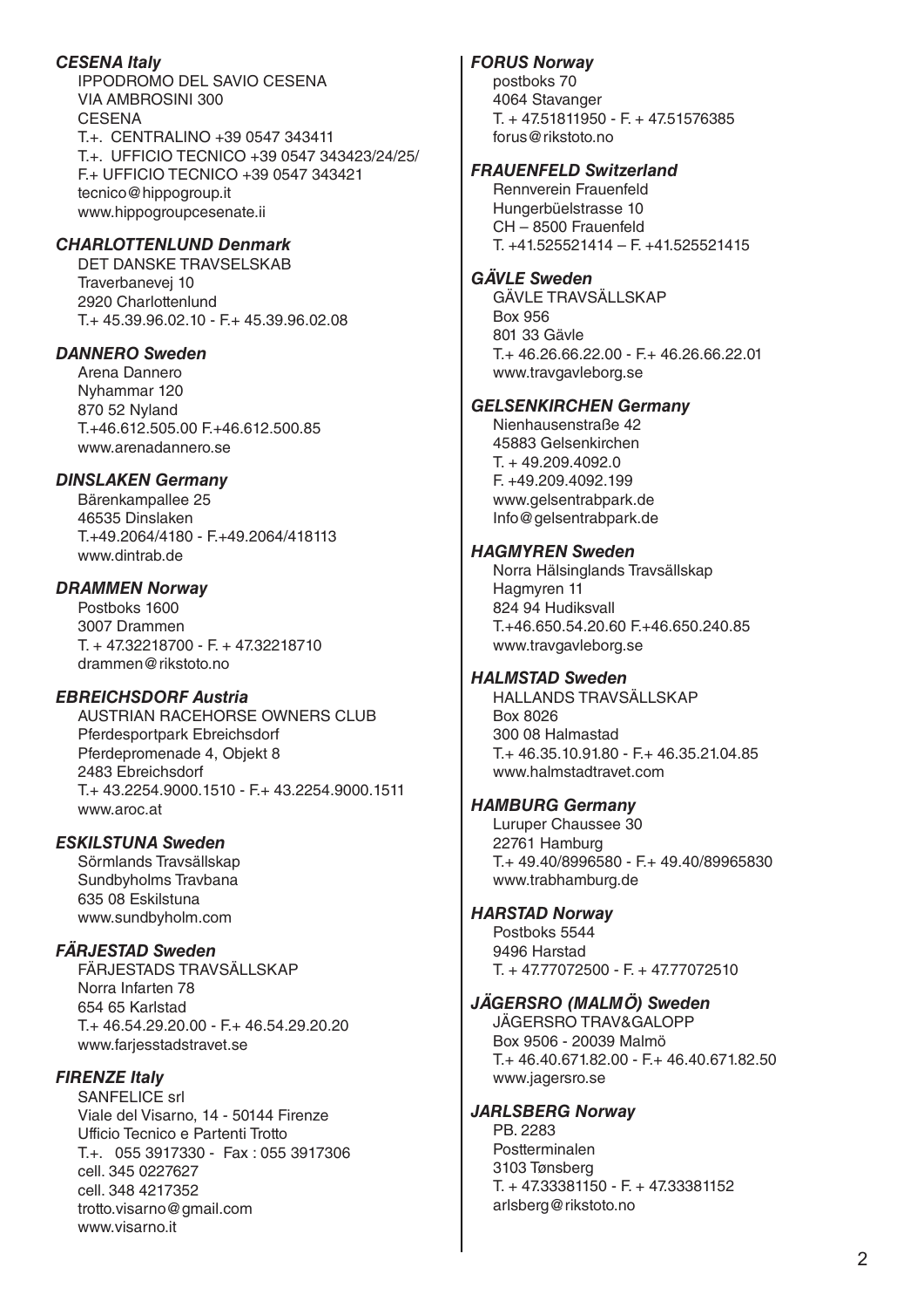***CESENA Italy***
IPPODROMO DEL SAVIO CESENA
VIA AMBROSINI 300
CESENA
T.+. CENTRALINO +39 0547 343411
T.+. UFFICIO TECNICO +39 0547 343423/24/25/
F.+ UFFICIO TECNICO +39 0547 343421
tecnico@hippogroup.it
www.hippogroupcesenate.ii

***CHARLOTTENLUND Denmark***
DET DANSKE TRAVSELSKAB
Traverbanevej 10
2920 Charlottenlund
T.+ 45.39.96.02.10 - F.+ 45.39.96.02.08

***DANNERO Sweden***
Arena Dannero
Nyhammar 120
870 52 Nyland
T.+46.612.505.00 F.+46.612.500.85
www.arenadannero.se

***DINSLAKEN Germany***
Bärenkampallee 25
46535 Dinslaken
T.+49.2064/4180 - F.+49.2064/418113
www.dintrab.de

***DRAMMEN Norway***
Postboks 1600
3007 Drammen
T. + 47.32218700 - F. + 47.32218710
drammen@rikstoto.no

***EBREICHSDORF Austria***
AUSTRIAN RACEHORSE OWNERS CLUB
Pferdesportpark Ebreichsdorf
Pferdepromenade 4, Objekt 8
2483 Ebreichsdorf
T.+ 43.2254.9000.1510 - F.+ 43.2254.9000.1511
www.aroc.at

***ESKILSTUNA Sweden***
Sörmlands Travsällskap
Sundbyholms Travbana
635 08 Eskilstuna
www.sundbyholm.com

***FÄRJESTAD Sweden***
FÄRJESTADS TRAVSÄLLSKAP
Norra Infarten 78
654 65 Karlstad
T.+ 46.54.29.20.00 - F.+ 46.54.29.20.20
www.farjesstadstravet.se

***FIRENZE Italy***
SANFELICE srl
Viale del Visarno, 14 - 50144 Firenze
Ufficio Tecnico e Partenti Trotto
T.+. 055 3917330 - Fax : 055 3917306
cell. 345 0227627
cell. 348 4217352
trotto.visarno@gmail.com
www.visarno.it

***FORUS Norway***
postboks 70
4064 Stavanger
T. + 47.51811950 - F. + 47.51576385
forus@rikstoto.no

***FRAUENFELD Switzerland***
Rennverein Frauenfeld
Hungerbüelstrasse 10
CH – 8500 Frauenfeld
T. +41.525521414 – F. +41.525521415

***GÄVLE Sweden***
GÄVLE TRAVSÄLLSKAP
Box 956
801 33 Gävle
T.+ 46.26.66.22.00 - F.+ 46.26.66.22.01
www.travgavleborg.se

***GELSENKIRCHEN Germany***
Nienhausenstraße 42
45883 Gelsenkirchen
T. + 49.209.4092.0
F. +49.209.4092.199
www.gelsentrabpark.de
Info@gelsentrabpark.de

***HAGMYREN Sweden***
Norra Hälsinglands Travsällskap
Hagmyren 11
824 94 Hudiksvall
T.+46.650.54.20.60 F.+46.650.240.85
www.travgavleborg.se

***HALMSTAD Sweden***
HALLANDS TRAVSÄLLSKAP
Box 8026
300 08 Halmastad
T.+ 46.35.10.91.80 - F.+ 46.35.21.04.85
www.halmstadtravet.com

***HAMBURG Germany***
Luruper Chaussee 30
22761 Hamburg
T.+ 49.40/8996580 - F.+ 49.40/89965830
www.trabhamburg.de

***HARSTAD Norway***
Postboks 5544
9496 Harstad
T. + 47.77072500 - F. + 47.77072510

***JÄGERSRO (MALMÖ) Sweden***
JÄGERSRO TRAV&GALOPP
Box 9506 - 20039 Malmö
T.+ 46.40.671.82.00 - F.+ 46.40.671.82.50
www.jagersro.se

***JARLSBERG Norway***
PB. 2283
Postterminalen
3103 Tønsberg
T. + 47.33381150 - F. + 47.33381152
arlsberg@rikstoto.no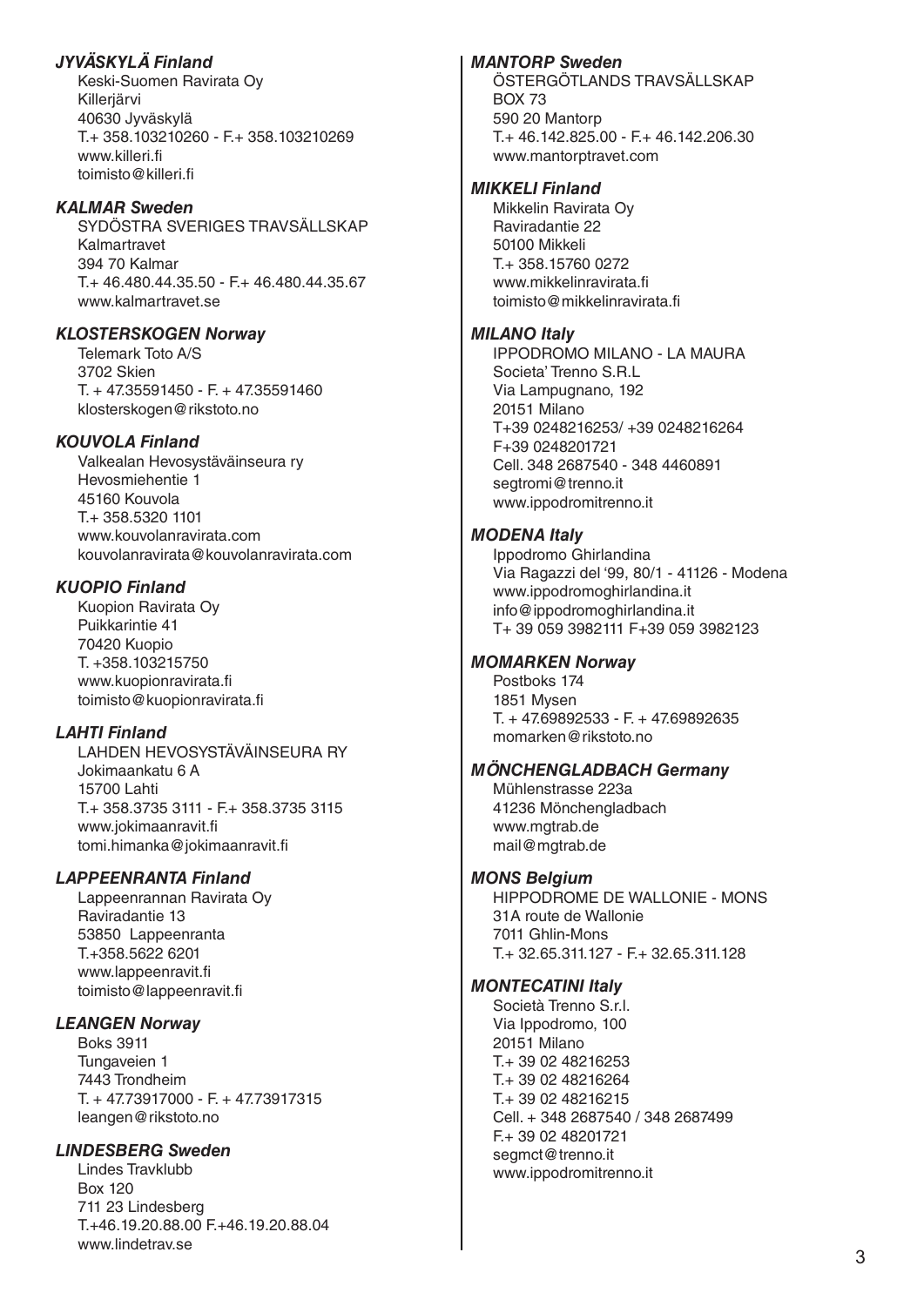***JYVÄSKYLÄ Finland***

Keski-Suomen Ravirata Oy
Killerjärvi
40630 Jyväskylä
T.+ 358.103210260 - F.+ 358.103210269
www.killeri.fi
toimisto@killeri.fi

***KALMAR Sweden***

SYDÖSTRA SVERIGES TRAVSÄLLSKAP
Kalmartravet
394 70 Kalmar
T.+ 46.480.44.35.50 - F.+ 46.480.44.35.67
www.kalmartravet.se

***KLOSTERSKOGEN Norway***

Telemark Toto A/S
3702 Skien
T. + 47.35591450 - F. + 47.35591460
klosterskogen@rikstoto.no

***KOUVOLA Finland***

Valkealan Hevosystäväinseura ry
Hevosmiehentie 1
45160 Kouvola
T.+ 358.5320 1101
www.kouvolanravirata.com
kouvolanravirata@kouvolanravirata.com

***KUOPIO Finland***

Kuopion Ravirata Oy
Puikkarintie 41
70420 Kuopio
T. +358.103215750
www.kuopionravirata.fi
toimisto@kuopionravirata.fi

***LAHTI Finland***

LAHDEN HEVOSYSTÄVÄINSEURA RY
Jokimaankatu 6 A
15700 Lahti
T.+ 358.3735 3111 - F.+ 358.3735 3115
www.jokimaanravit.fi
tomi.himanka@jokimaanravit.fi

***LAPPEENRANTA Finland***

Lappeenrannan Ravirata Oy
Raviradantie 13
53850 Lappeenranta
T.+358.5622 6201
www.lappeenravit.fi
toimisto@lappeenravit.fi

***LEANGEN Norway***

Boks 3911
Tungaveien 1
7443 Trondheim
T. + 47.73917000 - F. + 47.73917315
leangen@rikstoto.no

***LINDESBERG Sweden***

Lindes Travklubb
Box 120
711 23 Lindesberg
T.+46.19.20.88.00 F.+46.19.20.88.04
www.lindetrav.se

***MANTORP Sweden***

ÖSTERGÖTLANDS TRAVSÄLLSKAP
BOX 73
590 20 Mantorp
T.+ 46.142.825.00 - F.+ 46.142.206.30
www.mantorptravet.com

***MIKKELI Finland***

Mikkelin Ravirata Oy
Raviradantie 22
50100 Mikkeli
T.+ 358.15760 0272
www.mikkelinravirata.fi
toimisto@mikkelinravirata.fi

***MILANO Italy***

IPPODROMO MILANO - LA MAURA
Societa' Trenno S.R.L
Via Lampugnano, 192
20151 Milano
T+39 0248216253/ +39 0248216264
F+39 0248201721
Cell. 348 2687540 - 348 4460891
segtromi@trenno.it
www.ippodromitrenno.it

***MODENA Italy***

Ippodromo Ghirlandina
Via Ragazzi del '99, 80/1 - 41126 - Modena
www.ippodromoghirlandina.it
info@ippodromoghirlandina.it
T+ 39 059 3982111 F+39 059 3982123

***MOMARKEN Norway***

Postboks 174
1851 Mysen
T. + 47.69892533 - F. + 47.69892635
momarken@rikstoto.no

***MÖNCHENGLADBACH Germany***

Mühlenstrasse 223a
41236 Mönchengladbach
www.mgtrab.de
mail@mgtrab.de

***MONS Belgium***

HIPPODROME DE WALLONIE - MONS
31A route de Wallonie
7011 Ghlin-Mons
T.+ 32.65.311.127 - F.+ 32.65.311.128

***MONTECATINI Italy***

Società Trenno S.r.l.
Via Ippodromo, 100
20151 Milano
T.+ 39 02 48216253
T.+ 39 02 48216264
T.+ 39 02 48216215
Cell. + 348 2687540 / 348 2687499
F.+ 39 02 48201721
segmct@trenno.it
www.ippodromitrenno.it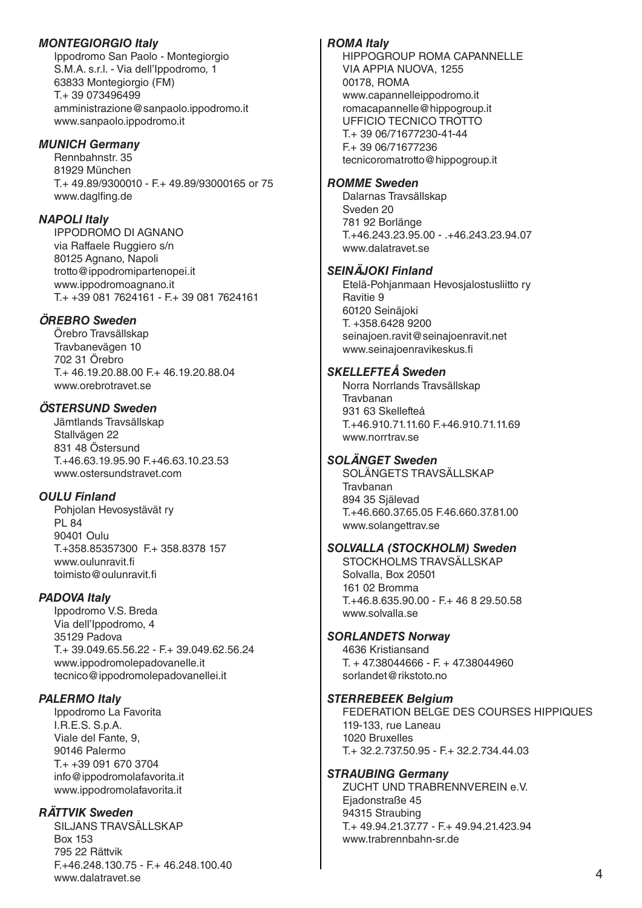***MONTEGIORGIO Italy***

Ippodromo San Paolo - Montegiorgio
S.M.A. s.r.l. - Via dell'Ippodromo, 1
63833 Montegiorgio (FM)
T.+ 39 073496499
amministrazione@sanpaolo.ippodromo.it
www.sanpaolo.ippodromo.it

***MUNICH Germany***

Rennbahnstr. 35
81929 München
T.+ 49.89/9300010 - F.+ 49.89/93000165 or 75
www.daglfing.de

***NAPOLI Italy***

IPPODROMO DI AGNANO
via Raffaele Ruggiero s/n
80125 Agnano, Napoli
trotto@ippodromipartenopei.it
www.ippodromoagnano.it
T.+ +39 081 7624161 - F.+ 39 081 7624161

***ÖREBRO Sweden***

Örebro Travsällskap
Travbanevägen 10
702 31 Örebro
T.+ 46.19.20.88.00 F.+ 46.19.20.88.04
www.orebrotravet.se

***ÖSTERSUND Sweden***

Jämtlands Travsällskap
Stallvägen 22
831 48 Östersund
T.+46.63.19.95.90 F.+46.63.10.23.53
www.ostersundstravet.com

***OULU Finland***

Pohjolan Hevosystävät ry
PL 84
90401 Oulu
T.+358.85357300 F.+ 358.8378 157
www.oulunravit.fi
toimisto@oulunravit.fi

***PADOVA Italy***

Ippodromo V.S. Breda
Via dell'Ippodromo, 4
35129 Padova
T.+ 39.049.65.56.22 - F.+ 39.049.62.56.24
www.ippodromolepadovanelle.it
tecnico@ippodromolepadovanellei.it

***PALERMO Italy***

Ippodromo La Favorita
I.R.E.S. S.p.A.
Viale del Fante, 9,
90146 Palermo
T.+ +39 091 670 3704
info@ippodromolafavorita.it
www.ippodromolafavorita.it

***RÄTTVIK Sweden***

SILJANS TRAVSÄLLSKAP
Box 153
795 22 Rättvik
F.+46.248.130.75 - F.+ 46.248.100.40
www.dalatravet.se

***ROMA Italy***

HIPPOGROUP ROMA CAPANNELLE
VIA APPIA NUOVA, 1255
00178, ROMA
www.capannelleippodromo.it
romacapannelle@hippogroup.it
UFFICIO TECNICO TROTTO
T.+ 39 06/71677230-41-44
F.+ 39 06/71677236
tecnicoromatrotto@hippogroup.it

***ROMME Sweden***

Dalarnas Travsällskap
Sveden 20
781 92 Borlänge
T.+46.243.23.95.00 - .+46.243.23.94.07
www.dalatravet.se

***SEINÄJOKI Finland***

Etelä-Pohjanmaan Hevosjalostusliitto ry
Ravitie 9
60120 Seinäjoki
T. +358.6428 9200
seinajoen.ravit@seinajoenravit.net
www.seinajoenravikeskus.fi

***SKELLEFTEÅ Sweden***

Norra Norrlands Travsällskap
Travbanan
931 63 Skellefteå
T.+46.910.71.11.60 F.+46.910.71.11.69
www.norrtrav.se

***SOLÄNGET Sweden***

SOLÄNGETS TRAVSÄLLSKAP
Travbanan
894 35 Själevad
T.+46.660.37.65.05 F.46.660.37.81.00
www.solangettrav.se

***SOLVALLA (STOCKHOLM) Sweden***

STOCKHOLMS TRAVSÄLLSKAP
Solvalla, Box 20501
161 02 Bromma
T.+46.8.635.90.00 - F.+ 46 8 29.50.58
www.solvalla.se

***SORLANDETS Norway***

4636 Kristiansand
T. + 47.38044666 - F. + 47.38044960
sorlandet@rikstoto.no

***STERREBEEK Belgium***

FEDERATION BELGE DES COURSES HIPPIQUES
119-133, rue Laneau
1020 Bruxelles
T.+ 32.2.737.50.95 - F.+ 32.2.734.44.03

***STRAUBING Germany***

ZUCHT UND TRABRENNVEREIN e.V.
Ejadonstraße 45
94315 Straubing
T.+ 49.94.21.37.77 - F.+ 49.94.21.423.94
www.trabrennbahn-sr.de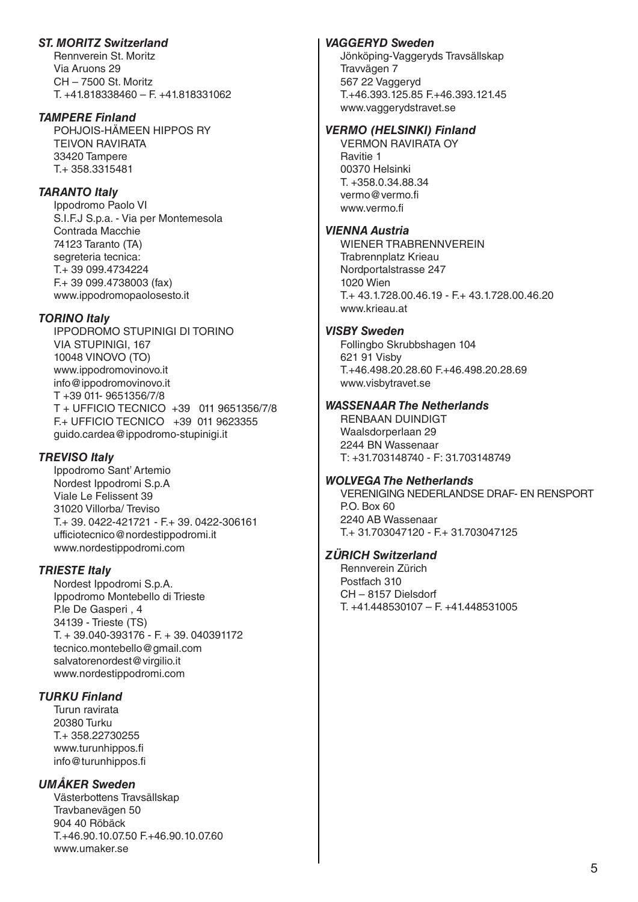***ST. MORITZ Switzerland***

Rennverein St. Moritz
Via Aruons 29
CH – 7500 St. Moritz
T. +41.818338460 – F. +41.818331062

***TAMPERE Finland***

POHJOIS-HÄMEEN HIPPOS RY
TEIVON RAVIRATA
33420 Tampere
T.+ 358.3315481

***TARANTO Italy***

Ippodromo Paolo VI
S.I.F.J S.p.a. - Via per Montemesola
Contrada Macchie
74123 Taranto (TA)
segreteria tecnica:
T.+ 39 099.4734224
F.+ 39 099.4738003 (fax)
www.ippodromopaolosesto.it

***TORINO Italy***

IPPODROMO STUPINIGI DI TORINO
VIA STUPINIGI, 167
10048 VINOVO (TO)
www.ippodromovinovo.it
info@ippodromovinovo.it
T +39 011- 9651356/7/8
T + UFFICIO TECNICO +39 011 9651356/7/8
F.+ UFFICIO TECNICO +39 011 9623355
guido.cardea@ippodromo-stupinigi.it

***TREVISO Italy***

Ippodromo Sant' Artemio
Nordest Ippodromi S.p.A
Viale Le Felissent 39
31020 Villorba/ Treviso
T.+ 39. 0422-421721 - F.+ 39. 0422-306161
ufficiotecnico@nordestippodromi.it
www.nordestippodromi.com

***TRIESTE Italy***

Nordest Ippodromi S.p.A.
Ippodromo Montebello di Trieste
P.le De Gasperi , 4
34139 - Trieste (TS)
T. + 39.040-393176 - F. + 39. 040391172
tecnico.montebello@gmail.com
salvatorenordest@virgilio.it
www.nordestippodromi.com

***TURKU Finland***

Turun ravirata
20380 Turku
T.+ 358.22730255
www.turunhippos.fi
info@turunhippos.fi

***UMÅKER Sweden***

Västerbottens Travsällskap
Travbanevägen 50
904 40 Röbäck
T.+46.90.10.07.50 F.+46.90.10.07.60
www.umaker.se

***VAGGERYD Sweden***

Jönköping-Vaggeryds Travsällskap
Travvägen 7
567 22 Vaggeryd
T.+46.393.125.85 F.+46.393.121.45
www.vaggerydstravet.se

***VERMO (HELSINKI) Finland***

VERMON RAVIRATA OY
Ravitie 1
00370 Helsinki
T. +358.0.34.88.34
vermo@vermo.fi
www.vermo.fi

***VIENNA Austria***

WIENER TRABRENNVEREIN
Trabrennplatz Krieau
Nordportalstrasse 247
1020 Wien
T.+ 43.1.728.00.46.19 - F.+ 43.1.728.00.46.20
www.krieau.at

***VISBY Sweden***

Follingbo Skrubbshagen 104
621 91 Visby
T.+46.498.20.28.60 F.+46.498.20.28.69
www.visbytravet.se

***WASSENAAR The Netherlands***

RENBAAN DUINDIGT
Waalsdorperlaan 29
2244 BN Wassenaar
T: +31.703148740 - F: 31.703148749

***WOLVEGA The Netherlands***

VERENIGING NEDERLANDSE DRAF- EN RENSPORT
P.O. Box 60
2240 AB Wassenaar
T.+ 31.703047120 - F.+ 31.703047125

***ZÜRICH Switzerland***

Rennverein Zürich
Postfach 310
CH – 8157 Dielsdorf
T. +41.448530107 – F. +41.448531005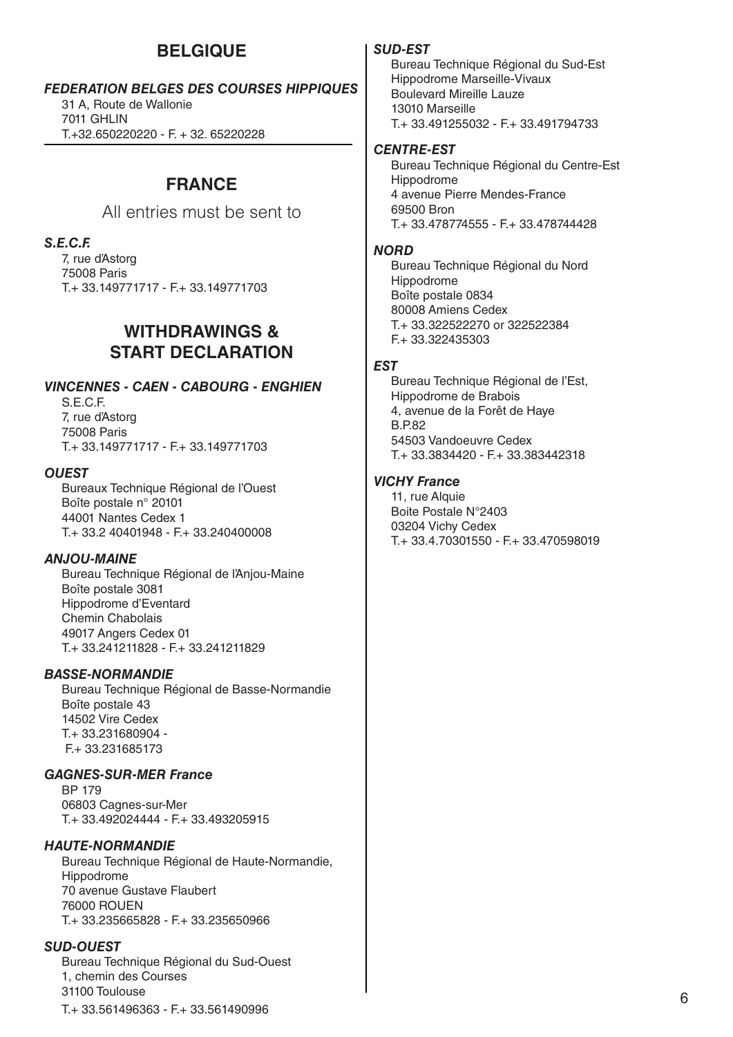## BELGIQUE

***FEDERATION BELGES DES COURSES HIPPIQUES***

31 A, Route de Wallonie
7011 GHLIN
T.+32.650220220 - F. + 32. 65220228

## FRANCE

All entries must be sent to

***S.E.C.F.***

7, rue d'Astorg
75008 Paris
T.+ 33.149771717 - F.+ 33.149771703

## WITHDRAWINGS & START DECLARATION

***VINCENNES - CAEN - CABOURG - ENGHIEN***

S.E.C.F.
7, rue d'Astorg
75008 Paris
T.+ 33.149771717 - F.+ 33.149771703

***OUEST***

Bureaux Technique Régional de l'Ouest
Boîte postale n° 20101
44001 Nantes Cedex 1
T.+ 33.2 40401948 - F.+ 33.240400008

***ANJOU-MAINE***

Bureau Technique Régional de l'Anjou-Maine
Boîte postale 3081
Hippodrome d'Eventard
Chemin Chabolais
49017 Angers Cedex 01
T.+ 33.241211828 - F.+ 33.241211829

***BASSE-NORMANDIE***

Bureau Technique Régional de Basse-Normandie
Boîte postale 43
14502 Vire Cedex
T.+ 33.231680904 -
F.+ 33.231685173

***GAGNES-SUR-MER France***

BP 179
06803 Cagnes-sur-Mer
T.+ 33.492024444 - F.+ 33.493205915

***HAUTE-NORMANDIE***

Bureau Technique Régional de Haute-Normandie,
Hippodrome
70 avenue Gustave Flaubert
76000 ROUEN
T.+ 33.235665828 - F.+ 33.235650966

***SUD-OUEST***

Bureau Technique Régional du Sud-Ouest
1, chemin des Courses
31100 Toulouse
T.+ 33.561496363 - F.+ 33.561490996

***SUD-EST***

Bureau Technique Régional du Sud-Est
Hippodrome Marseille-Vivaux
Boulevard Mireille Lauze
13010 Marseille
T.+ 33.491255032 - F.+ 33.491794733

***CENTRE-EST***

Bureau Technique Régional du Centre-Est
Hippodrome
4 avenue Pierre Mendes-France
69500 Bron
T.+ 33.478774555 - F.+ 33.478744428

***NORD***

Bureau Technique Régional du Nord
Hippodrome
Boîte postale 0834
80008 Amiens Cedex
T.+ 33.322522270 or 322522384
F.+ 33.322435303

***EST***

Bureau Technique Régional de l'Est,
Hippodrome de Brabois
4, avenue de la Forêt de Haye
B.P.82
54503 Vandoeuvre Cedex
T.+ 33.3834420 - F.+ 33.383442318

***VICHY France***

11, rue Alquie
Boite Postale N°2403
03204 Vichy Cedex
T.+ 33.4.70301550 - F.+ 33.470598019